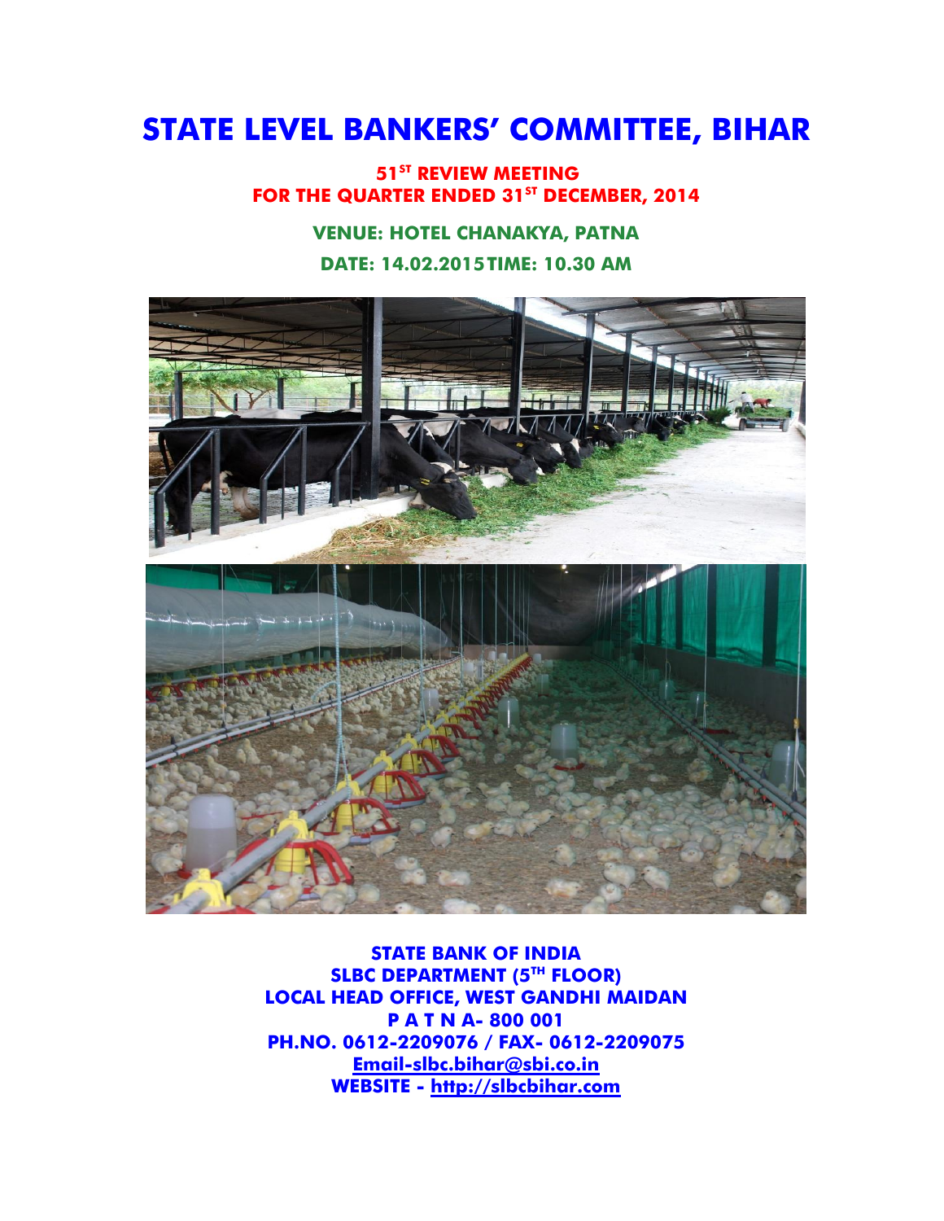# STATE LEVEL BANKERS' COMMITTEE, BIHAR

**51ST REVIEW MEETING**
**FOR THE QUARTER ENDED 31ST DECEMBER, 2014**

**VENUE: HOTEL CHANAKYA, PATNA**

**DATE: 14.02.2015 TIME: 10.30 AM**

**STATE BANK OF INDIA**
**SLBC DEPARTMENT (5TH FLOOR)**
**LOCAL HEAD OFFICE, WEST GANDHI MAIDAN**
**P A T N A- 800 001**
**PH.NO. 0612-2209076 / FAX- 0612-2209075**
**Email-slbc.bihar@sbi.co.in**
**WEBSITE - http://slbcbihar.com**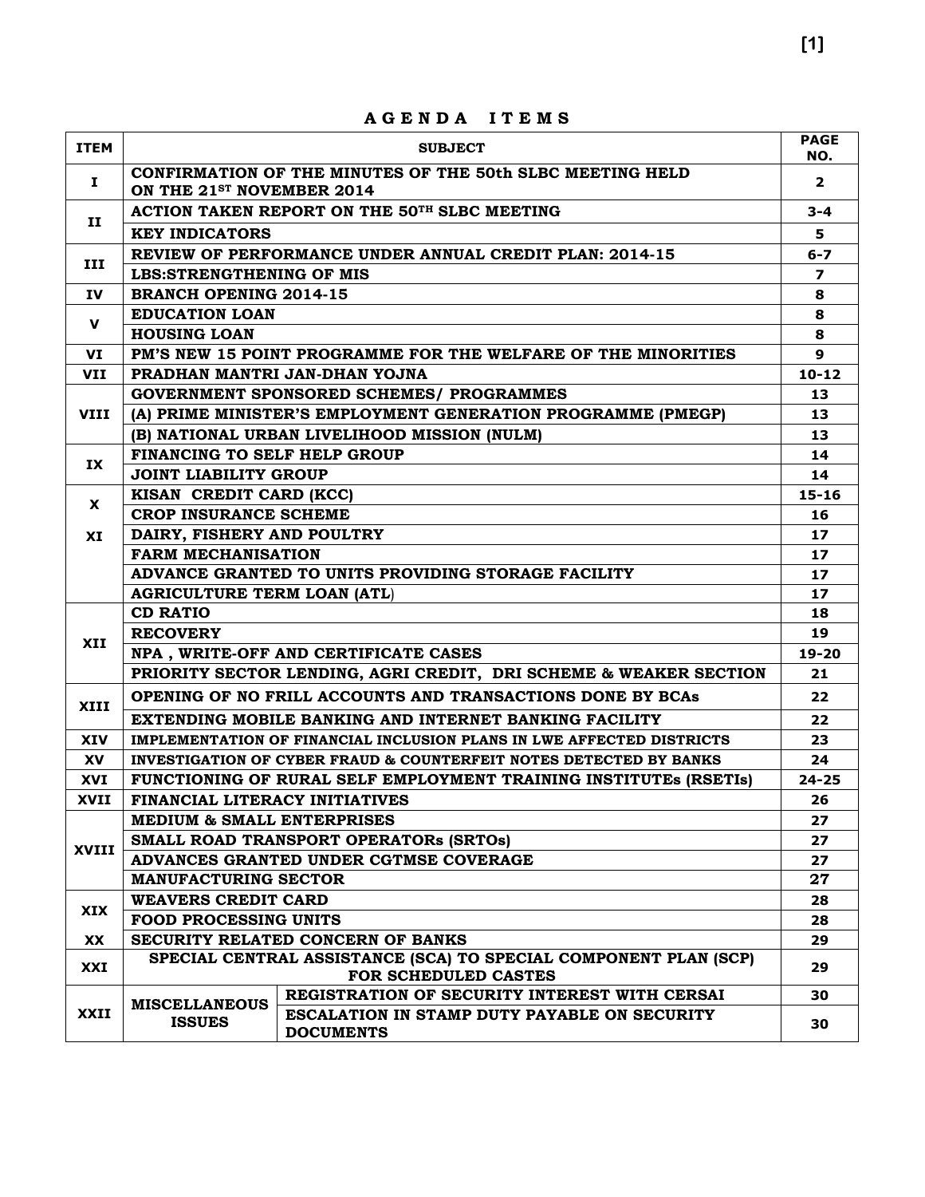# A G E N D A   I T E M S

| ITEM | SUBJECT | | PAGE NO. |
|---|---|---|---|
| I | CONFIRMATION OF THE MINUTES OF THE 50th SLBC MEETING HELD ON THE 21ST NOVEMBER 2014 | | 2 |
| II | ACTION TAKEN REPORT ON THE 50TH SLBC MEETING | | 3-4 |
| | KEY INDICATORS | | 5 |
| III | REVIEW OF PERFORMANCE UNDER ANNUAL CREDIT PLAN: 2014-15 | | 6-7 |
| | LBS:STRENGTHENING OF MIS | | 7 |
| IV | BRANCH OPENING 2014-15 | | 8 |
| V | EDUCATION LOAN | | 8 |
| | HOUSING LOAN | | 8 |
| VI | PM'S NEW 15 POINT PROGRAMME FOR THE WELFARE OF THE MINORITIES | | 9 |
| VII | PRADHAN MANTRI JAN-DHAN YOJNA | | 10-12 |
| VIII | GOVERNMENT SPONSORED SCHEMES/ PROGRAMMES | | 13 |
| | (A) PRIME MINISTER'S EMPLOYMENT GENERATION PROGRAMME (PMEGP) | | 13 |
| | (B) NATIONAL URBAN LIVELIHOOD MISSION (NULM) | | 13 |
| IX | FINANCING TO SELF HELP GROUP | | 14 |
| | JOINT LIABILITY GROUP | | 14 |
| X | KISAN CREDIT CARD (KCC) | | 15-16 |
| | CROP INSURANCE SCHEME | | 16 |
| XI | DAIRY, FISHERY AND POULTRY | | 17 |
| | FARM MECHANISATION | | 17 |
| | ADVANCE GRANTED TO UNITS PROVIDING STORAGE FACILITY | | 17 |
| | AGRICULTURE TERM LOAN (ATL) | | 17 |
| XII | CD RATIO | | 18 |
| | RECOVERY | | 19 |
| | NPA , WRITE-OFF AND CERTIFICATE CASES | | 19-20 |
| | PRIORITY SECTOR LENDING, AGRI CREDIT, DRI SCHEME & WEAKER SECTION | | 21 |
| XIII | OPENING OF NO FRILL ACCOUNTS AND TRANSACTIONS DONE BY BCAs | | 22 |
| | EXTENDING MOBILE BANKING AND INTERNET BANKING FACILITY | | 22 |
| XIV | IMPLEMENTATION OF FINANCIAL INCLUSION PLANS IN LWE AFFECTED DISTRICTS | | 23 |
| XV | INVESTIGATION OF CYBER FRAUD & COUNTERFEIT NOTES DETECTED BY BANKS | | 24 |
| XVI | FUNCTIONING OF RURAL SELF EMPLOYMENT TRAINING INSTITUTEs (RSETIs) | | 24-25 |
| XVII | FINANCIAL LITERACY INITIATIVES | | 26 |
| XVIII | MEDIUM & SMALL ENTERPRISES | | 27 |
| | SMALL ROAD TRANSPORT OPERATORs (SRTOs) | | 27 |
| | ADVANCES GRANTED UNDER CGTMSE COVERAGE | | 27 |
| | MANUFACTURING SECTOR | | 27 |
| XIX | WEAVERS CREDIT CARD | | 28 |
| | FOOD PROCESSING UNITS | | 28 |
| XX | SECURITY RELATED CONCERN OF BANKS | | 29 |
| XXI | SPECIAL CENTRAL ASSISTANCE (SCA) TO SPECIAL COMPONENT PLAN (SCP) FOR SCHEDULED CASTES | | 29 |
| XXII | MISCELLANEOUS ISSUES | REGISTRATION OF SECURITY INTEREST WITH CERSAI | 30 |
| | | ESCALATION IN STAMP DUTY PAYABLE ON SECURITY DOCUMENTS | 30 |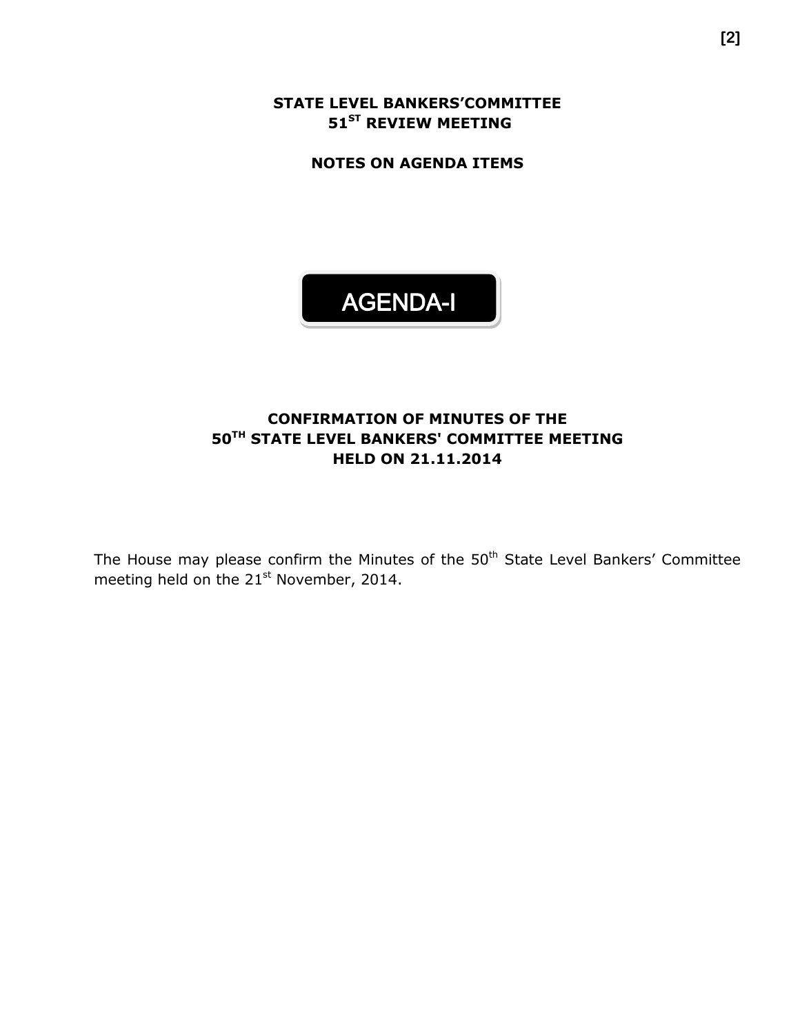# STATE LEVEL BANKERS'COMMITTEE
# 51ST REVIEW MEETING

## NOTES ON AGENDA ITEMS

## AGENDA-I

### CONFIRMATION OF MINUTES OF THE 50TH STATE LEVEL BANKERS' COMMITTEE MEETING HELD ON 21.11.2014

The House may please confirm the Minutes of the 50th State Level Bankers' Committee meeting held on the 21st November, 2014.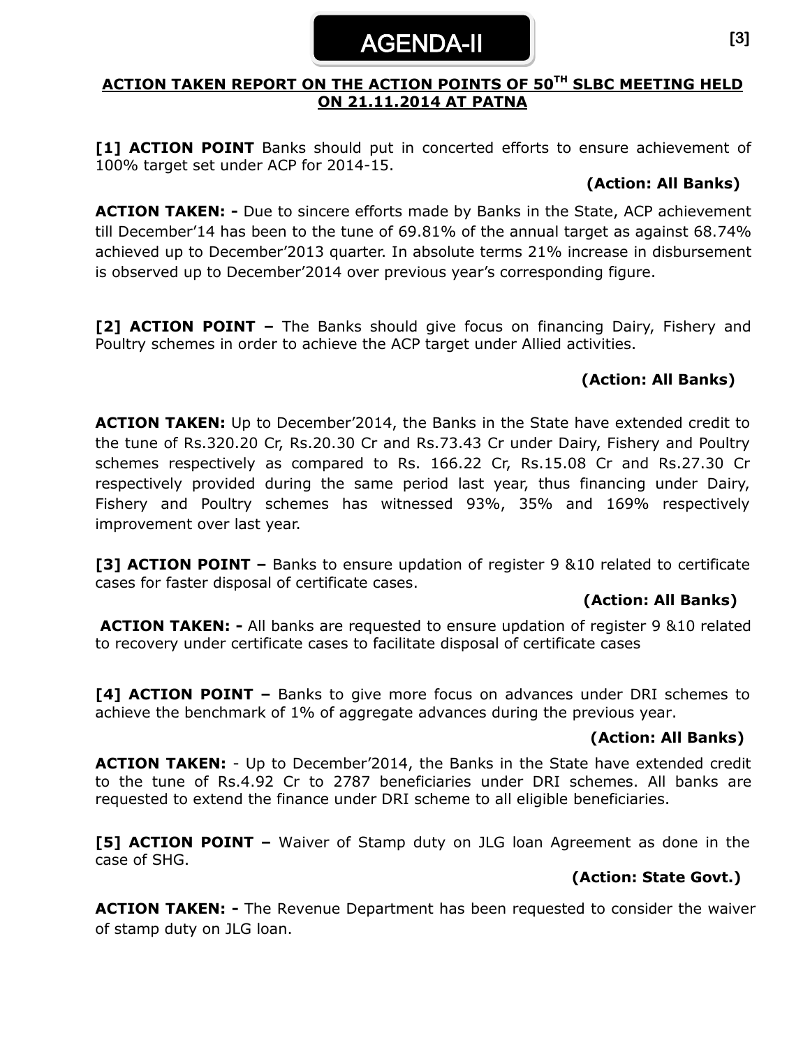# AGENDA-II

## ACTION TAKEN REPORT ON THE ACTION POINTS OF 50[TH] SLBC MEETING HELD ON 21.11.2014 AT PATNA

**[1] ACTION POINT** Banks should put in concerted efforts to ensure achievement of 100% target set under ACP for 2014-15.

**(Action: All Banks)**

**ACTION TAKEN: -** Due to sincere efforts made by Banks in the State, ACP achievement till December'14 has been to the tune of 69.81% of the annual target as against 68.74% achieved up to December'2013 quarter. In absolute terms 21% increase in disbursement is observed up to December'2014 over previous year's corresponding figure.

**[2] ACTION POINT –** The Banks should give focus on financing Dairy, Fishery and Poultry schemes in order to achieve the ACP target under Allied activities.

**(Action: All Banks)**

**ACTION TAKEN:** Up to December'2014, the Banks in the State have extended credit to the tune of Rs.320.20 Cr, Rs.20.30 Cr and Rs.73.43 Cr under Dairy, Fishery and Poultry schemes respectively as compared to Rs. 166.22 Cr, Rs.15.08 Cr and Rs.27.30 Cr respectively provided during the same period last year, thus financing under Dairy, Fishery and Poultry schemes has witnessed 93%, 35% and 169% respectively improvement over last year.

**[3] ACTION POINT –** Banks to ensure updation of register 9 &10 related to certificate cases for faster disposal of certificate cases.

**(Action: All Banks)**

**ACTION TAKEN: -** All banks are requested to ensure updation of register 9 &10 related to recovery under certificate cases to facilitate disposal of certificate cases

**[4] ACTION POINT –** Banks to give more focus on advances under DRI schemes to achieve the benchmark of 1% of aggregate advances during the previous year.

**(Action: All Banks)**

**ACTION TAKEN:** - Up to December'2014, the Banks in the State have extended credit to the tune of Rs.4.92 Cr to 2787 beneficiaries under DRI schemes. All banks are requested to extend the finance under DRI scheme to all eligible beneficiaries.

**[5] ACTION POINT –** Waiver of Stamp duty on JLG loan Agreement as done in the case of SHG.

**(Action: State Govt.)**

**ACTION TAKEN: -** The Revenue Department has been requested to consider the waiver of stamp duty on JLG loan.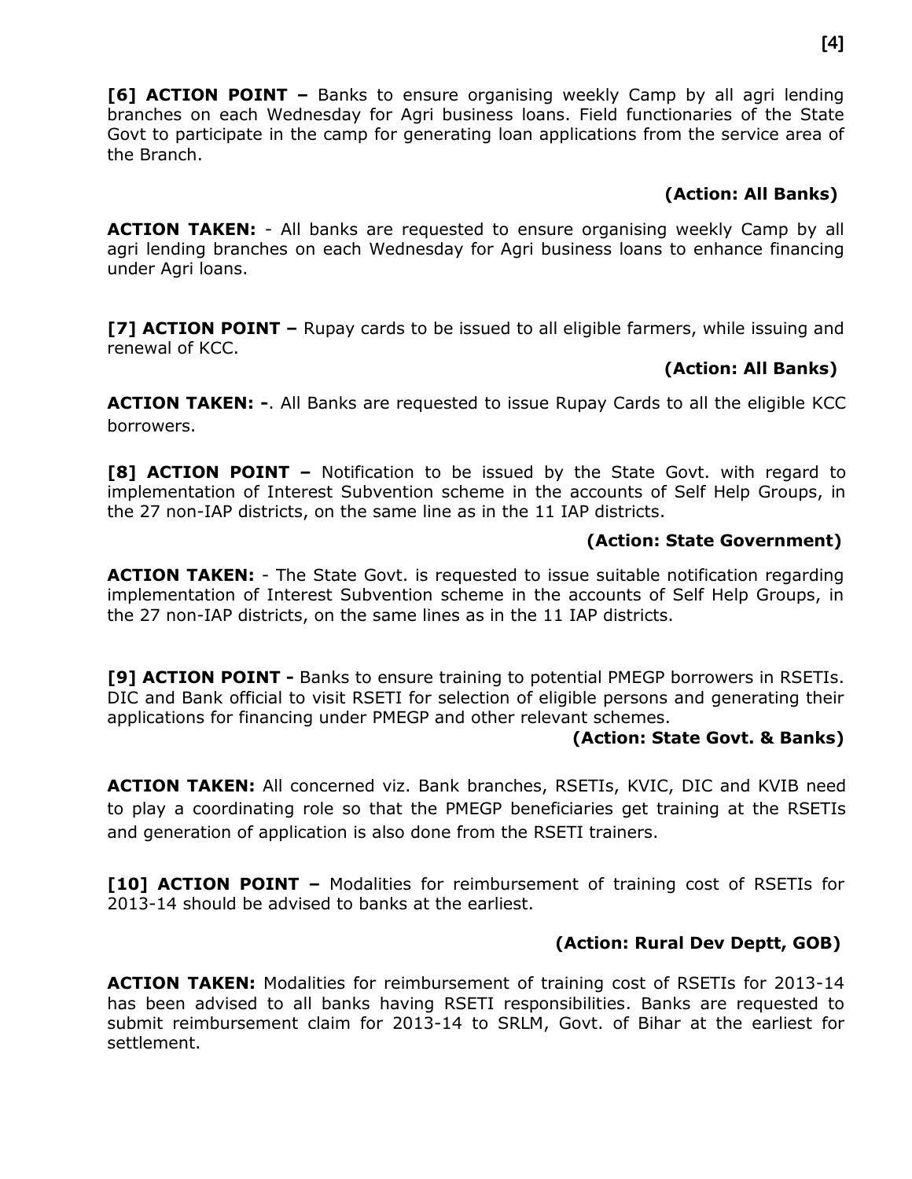**[6] ACTION POINT –** Banks to ensure organising weekly Camp by all agri lending branches on each Wednesday for Agri business loans. Field functionaries of the State Govt to participate in the camp for generating loan applications from the service area of the Branch.

**(Action: All Banks)**

**ACTION TAKEN:** - All banks are requested to ensure organising weekly Camp by all agri lending branches on each Wednesday for Agri business loans to enhance financing under Agri loans.

**[7] ACTION POINT –** Rupay cards to be issued to all eligible farmers, while issuing and renewal of KCC.

**(Action: All Banks)**

**ACTION TAKEN: -**. All Banks are requested to issue Rupay Cards to all the eligible KCC borrowers.

**[8] ACTION POINT –** Notification to be issued by the State Govt. with regard to implementation of Interest Subvention scheme in the accounts of Self Help Groups, in the 27 non-IAP districts, on the same line as in the 11 IAP districts.

**(Action: State Government)**

**ACTION TAKEN:** - The State Govt. is requested to issue suitable notification regarding implementation of Interest Subvention scheme in the accounts of Self Help Groups, in the 27 non-IAP districts, on the same lines as in the 11 IAP districts.

**[9] ACTION POINT -** Banks to ensure training to potential PMEGP borrowers in RSETIs. DIC and Bank official to visit RSETI for selection of eligible persons and generating their applications for financing under PMEGP and other relevant schemes.

**(Action: State Govt. & Banks)**

**ACTION TAKEN:** All concerned viz. Bank branches, RSETIs, KVIC, DIC and KVIB need to play a coordinating role so that the PMEGP beneficiaries get training at the RSETIs and generation of application is also done from the RSETI trainers.

**[10] ACTION POINT –** Modalities for reimbursement of training cost of RSETIs for 2013-14 should be advised to banks at the earliest.

**(Action: Rural Dev Deptt, GOB)**

**ACTION TAKEN:** Modalities for reimbursement of training cost of RSETIs for 2013-14 has been advised to all banks having RSETI responsibilities. Banks are requested to submit reimbursement claim for 2013-14 to SRLM, Govt. of Bihar at the earliest for settlement.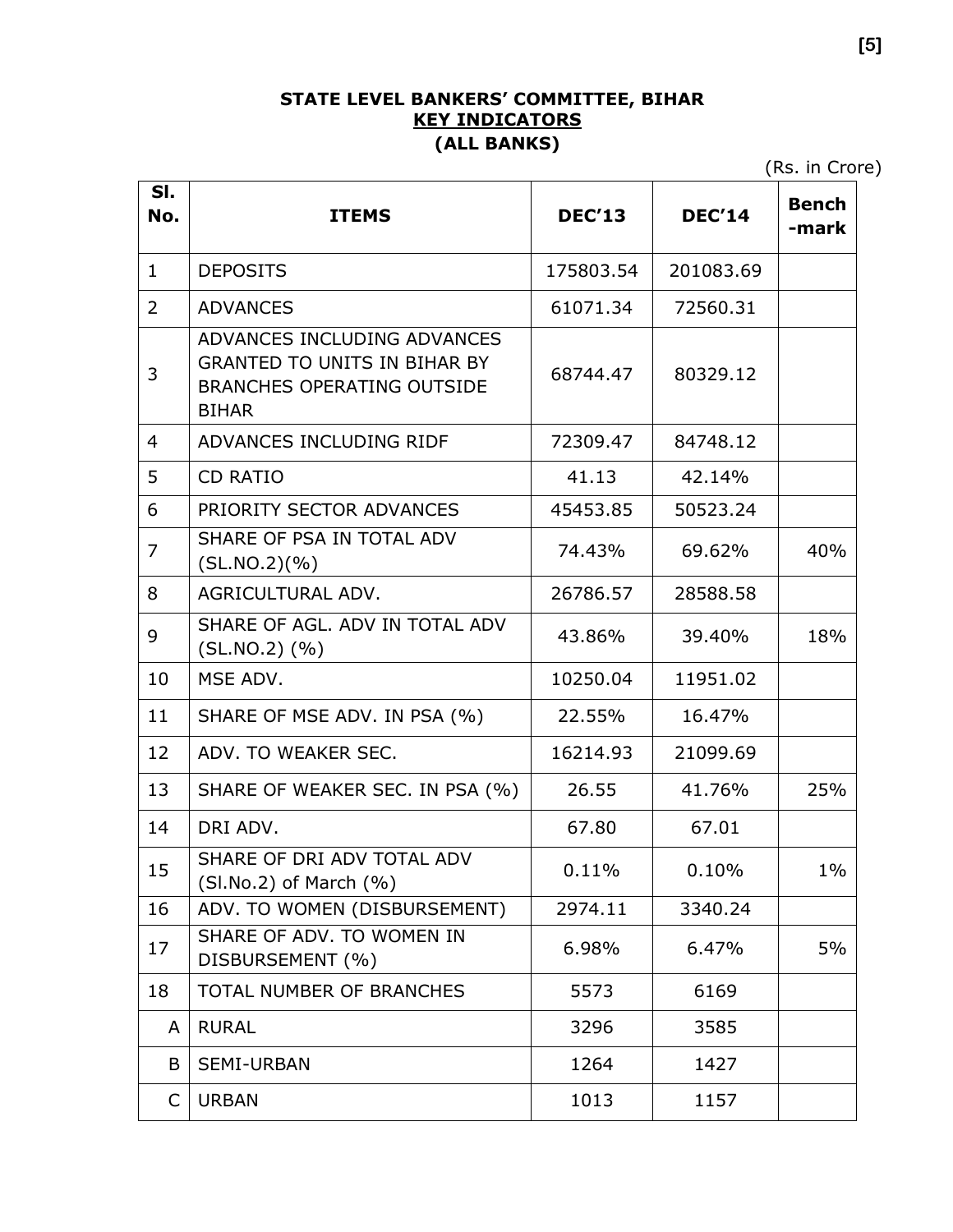**STATE LEVEL BANKERS' COMMITTEE, BIHAR**

**KEY INDICATORS**

**(ALL BANKS)**

(Rs. in Crore)

| Sl. No. | ITEMS | DEC'13 | DEC'14 | Bench -mark |
|---|---|---|---|---|
| 1 | DEPOSITS | 175803.54 | 201083.69 | |
| 2 | ADVANCES | 61071.34 | 72560.31 | |
| 3 | ADVANCES INCLUDING ADVANCES GRANTED TO UNITS IN BIHAR BY BRANCHES OPERATING OUTSIDE BIHAR | 68744.47 | 80329.12 | |
| 4 | ADVANCES INCLUDING RIDF | 72309.47 | 84748.12 | |
| 5 | CD RATIO | 41.13 | 42.14% | |
| 6 | PRIORITY SECTOR ADVANCES | 45453.85 | 50523.24 | |
| 7 | SHARE OF PSA IN TOTAL ADV (SL.NO.2)(%) | 74.43% | 69.62% | 40% |
| 8 | AGRICULTURAL ADV. | 26786.57 | 28588.58 | |
| 9 | SHARE OF AGL. ADV IN TOTAL ADV (SL.NO.2) (%) | 43.86% | 39.40% | 18% |
| 10 | MSE ADV. | 10250.04 | 11951.02 | |
| 11 | SHARE OF MSE ADV. IN PSA (%) | 22.55% | 16.47% | |
| 12 | ADV. TO WEAKER SEC. | 16214.93 | 21099.69 | |
| 13 | SHARE OF WEAKER SEC. IN PSA (%) | 26.55 | 41.76% | 25% |
| 14 | DRI ADV. | 67.80 | 67.01 | |
| 15 | SHARE OF DRI ADV TOTAL ADV (Sl.No.2) of March (%) | 0.11% | 0.10% | 1% |
| 16 | ADV. TO WOMEN (DISBURSEMENT) | 2974.11 | 3340.24 | |
| 17 | SHARE OF ADV. TO WOMEN IN DISBURSEMENT (%) | 6.98% | 6.47% | 5% |
| 18 | TOTAL NUMBER OF BRANCHES | 5573 | 6169 | |
| A | RURAL | 3296 | 3585 | |
| B | SEMI-URBAN | 1264 | 1427 | |
| C | URBAN | 1013 | 1157 | |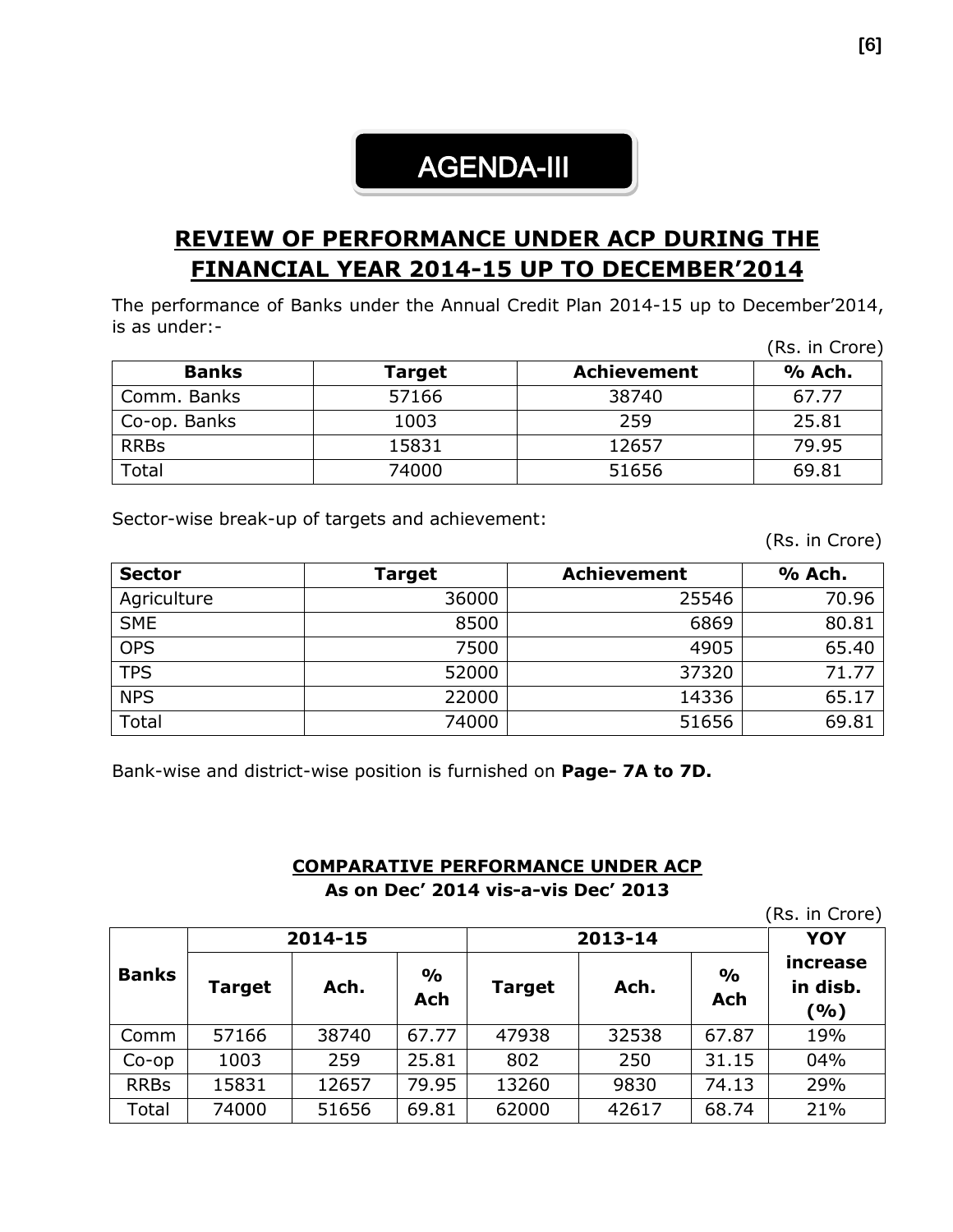# AGENDA-III

## REVIEW OF PERFORMANCE UNDER ACP DURING THE FINANCIAL YEAR 2014-15 UP TO DECEMBER'2014

The performance of Banks under the Annual Credit Plan 2014-15 up to December'2014, is as under:-

(Rs. in Crore)

| Banks | Target | Achievement | % Ach. |
|---|---|---|---|
| Comm. Banks | 57166 | 38740 | 67.77 |
| Co-op. Banks | 1003 | 259 | 25.81 |
| RRBs | 15831 | 12657 | 79.95 |
| Total | 74000 | 51656 | 69.81 |

Sector-wise break-up of targets and achievement:

(Rs. in Crore)

| Sector | Target | Achievement | % Ach. |
|---|---|---|---|
| Agriculture | 36000 | 25546 | 70.96 |
| SME | 8500 | 6869 | 80.81 |
| OPS | 7500 | 4905 | 65.40 |
| TPS | 52000 | 37320 | 71.77 |
| NPS | 22000 | 14336 | 65.17 |
| Total | 74000 | 51656 | 69.81 |

Bank-wise and district-wise position is furnished on **Page- 7A to 7D.**

**COMPARATIVE PERFORMANCE UNDER ACP**

**As on Dec' 2014 vis-a-vis Dec' 2013**

(Rs. in Crore)

| Banks | 2014-15 | | | 2013-14 | | | YOY increase in disb. (%) |
|---|---|---|---|---|---|---|---|
| | Target | Ach. | % Ach | Target | Ach. | % Ach | |
| Comm | 57166 | 38740 | 67.77 | 47938 | 32538 | 67.87 | 19% |
| Co-op | 1003 | 259 | 25.81 | 802 | 250 | 31.15 | 04% |
| RRBs | 15831 | 12657 | 79.95 | 13260 | 9830 | 74.13 | 29% |
| Total | 74000 | 51656 | 69.81 | 62000 | 42617 | 68.74 | 21% |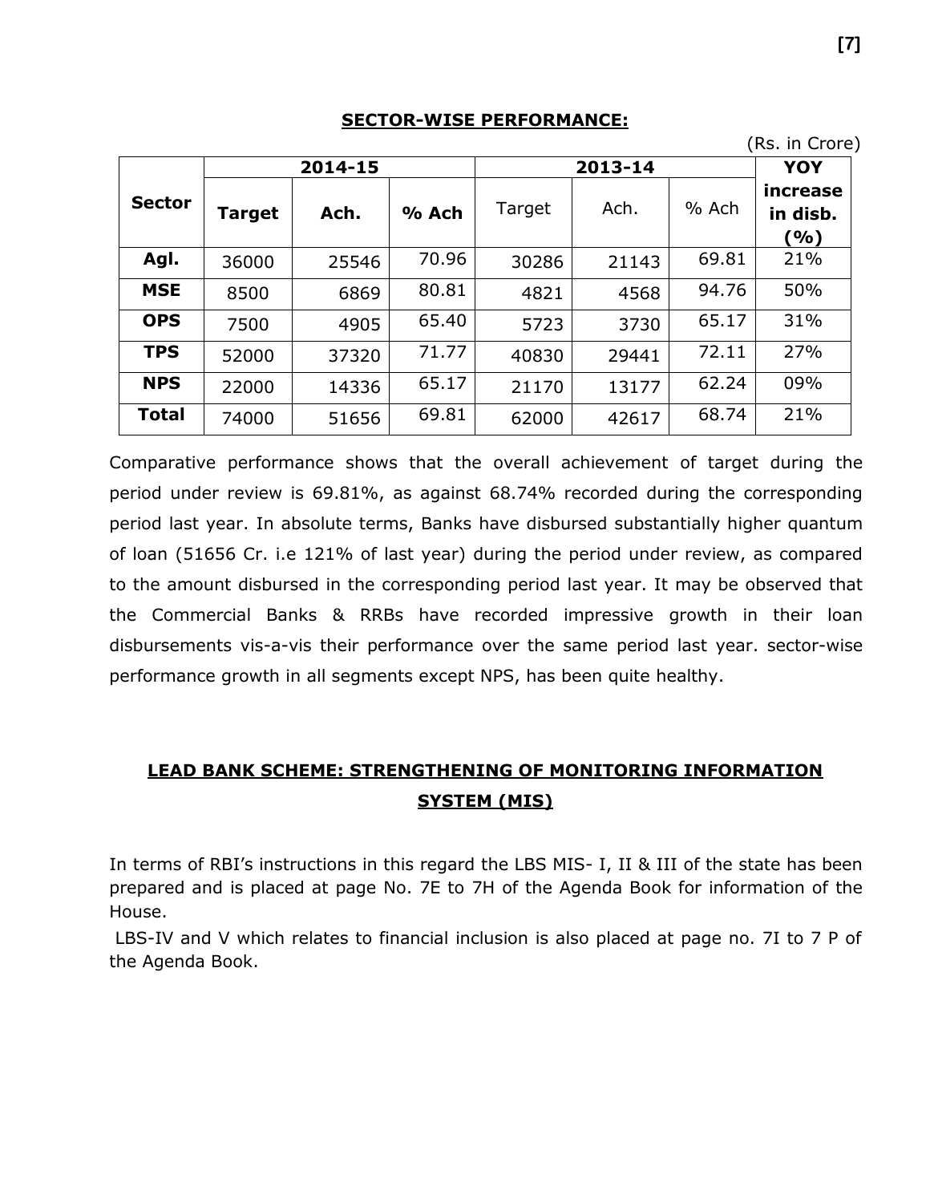## SECTOR-WISE PERFORMANCE:

(Rs. in Crore)

| Sector | 2014-15 | | | 2013-14 | | | YOY increase in disb. (%) |
|---|---|---|---|---|---|---|---|
| | Target | Ach. | % Ach | Target | Ach. | % Ach | |
| Agl. | 36000 | 25546 | 70.96 | 30286 | 21143 | 69.81 | 21% |
| MSE | 8500 | 6869 | 80.81 | 4821 | 4568 | 94.76 | 50% |
| OPS | 7500 | 4905 | 65.40 | 5723 | 3730 | 65.17 | 31% |
| TPS | 52000 | 37320 | 71.77 | 40830 | 29441 | 72.11 | 27% |
| NPS | 22000 | 14336 | 65.17 | 21170 | 13177 | 62.24 | 09% |
| Total | 74000 | 51656 | 69.81 | 62000 | 42617 | 68.74 | 21% |

Comparative performance shows that the overall achievement of target during the period under review is 69.81%, as against 68.74% recorded during the corresponding period last year. In absolute terms, Banks have disbursed substantially higher quantum of loan (51656 Cr. i.e 121% of last year) during the period under review, as compared to the amount disbursed in the corresponding period last year. It may be observed that the Commercial Banks & RRBs have recorded impressive growth in their loan disbursements vis-a-vis their performance over the same period last year. sector-wise performance growth in all segments except NPS, has been quite healthy.

## LEAD BANK SCHEME: STRENGTHENING OF MONITORING INFORMATION SYSTEM (MIS)

In terms of RBI's instructions in this regard the LBS MIS- I, II & III of the state has been prepared and is placed at page No. 7E to 7H of the Agenda Book for information of the House.

LBS-IV and V which relates to financial inclusion is also placed at page no. 7I to 7 P of the Agenda Book.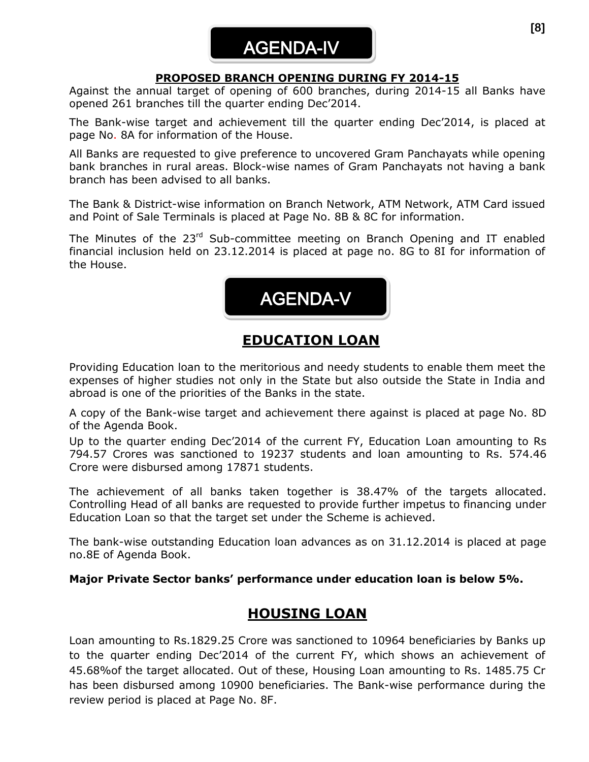# AGENDA-IV

**PROPOSED BRANCH OPENING DURING FY 2014-15**

Against the annual target of opening of 600 branches, during 2014-15 all Banks have opened 261 branches till the quarter ending Dec'2014.

The Bank-wise target and achievement till the quarter ending Dec'2014, is placed at page No. 8A for information of the House.

All Banks are requested to give preference to uncovered Gram Panchayats while opening bank branches in rural areas. Block-wise names of Gram Panchayats not having a bank branch has been advised to all banks.

The Bank & District-wise information on Branch Network, ATM Network, ATM Card issued and Point of Sale Terminals is placed at Page No. 8B & 8C for information.

The Minutes of the 23rd Sub-committee meeting on Branch Opening and IT enabled financial inclusion held on 23.12.2014 is placed at page no. 8G to 8I for information of the House.

# AGENDA-V

## EDUCATION LOAN

Providing Education loan to the meritorious and needy students to enable them meet the expenses of higher studies not only in the State but also outside the State in India and abroad is one of the priorities of the Banks in the state.

A copy of the Bank-wise target and achievement there against is placed at page No. 8D of the Agenda Book.

Up to the quarter ending Dec'2014 of the current FY, Education Loan amounting to Rs 794.57 Crores was sanctioned to 19237 students and loan amounting to Rs. 574.46 Crore were disbursed among 17871 students.

The achievement of all banks taken together is 38.47% of the targets allocated. Controlling Head of all banks are requested to provide further impetus to financing under Education Loan so that the target set under the Scheme is achieved.

The bank-wise outstanding Education loan advances as on 31.12.2014 is placed at page no.8E of Agenda Book.

**Major Private Sector banks' performance under education loan is below 5%.**

## HOUSING LOAN

Loan amounting to Rs.1829.25 Crore was sanctioned to 10964 beneficiaries by Banks up to the quarter ending Dec'2014 of the current FY, which shows an achievement of 45.68%of the target allocated. Out of these, Housing Loan amounting to Rs. 1485.75 Cr has been disbursed among 10900 beneficiaries. The Bank-wise performance during the review period is placed at Page No. 8F.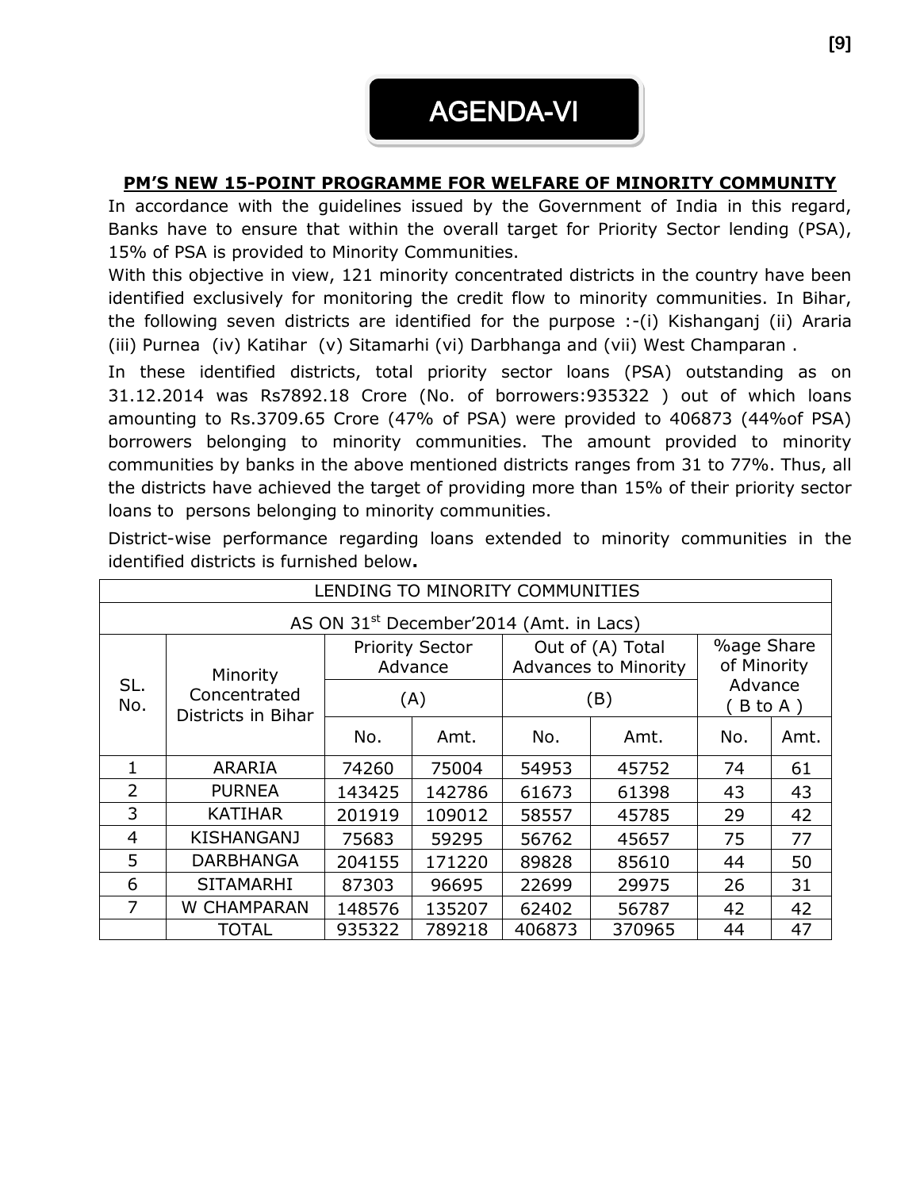# AGENDA-VI

## PM'S NEW 15-POINT PROGRAMME FOR WELFARE OF MINORITY COMMUNITY

In accordance with the guidelines issued by the Government of India in this regard, Banks have to ensure that within the overall target for Priority Sector lending (PSA), 15% of PSA is provided to Minority Communities.

With this objective in view, 121 minority concentrated districts in the country have been identified exclusively for monitoring the credit flow to minority communities. In Bihar, the following seven districts are identified for the purpose :-(i) Kishanganj (ii) Araria (iii) Purnea (iv) Katihar (v) Sitamarhi (vi) Darbhanga and (vii) West Champaran .

In these identified districts, total priority sector loans (PSA) outstanding as on 31.12.2014 was Rs7892.18 Crore (No. of borrowers:935322 ) out of which loans amounting to Rs.3709.65 Crore (47% of PSA) were provided to 406873 (44%of PSA) borrowers belonging to minority communities. The amount provided to minority communities by banks in the above mentioned districts ranges from 31 to 77%. Thus, all the districts have achieved the target of providing more than 15% of their priority sector loans to persons belonging to minority communities.

District-wise performance regarding loans extended to minority communities in the identified districts is furnished below**.**

LENDING TO MINORITY COMMUNITIES

AS ON 31st December'2014 (Amt. in Lacs)

| SL. No. | Minority Concentrated Districts in Bihar | Priority Sector Advance (A) | | Out of (A) Total Advances to Minority (B) | | %age Share of Minority Advance ( B to A ) | |
|---|---|---|---|---|---|---|---|
| | | No. | Amt. | No. | Amt. | No. | Amt. |
| 1 | ARARIA | 74260 | 75004 | 54953 | 45752 | 74 | 61 |
| 2 | PURNEA | 143425 | 142786 | 61673 | 61398 | 43 | 43 |
| 3 | KATIHAR | 201919 | 109012 | 58557 | 45785 | 29 | 42 |
| 4 | KISHANGANJ | 75683 | 59295 | 56762 | 45657 | 75 | 77 |
| 5 | DARBHANGA | 204155 | 171220 | 89828 | 85610 | 44 | 50 |
| 6 | SITAMARHI | 87303 | 96695 | 22699 | 29975 | 26 | 31 |
| 7 | W CHAMPARAN | 148576 | 135207 | 62402 | 56787 | 42 | 42 |
| | TOTAL | 935322 | 789218 | 406873 | 370965 | 44 | 47 |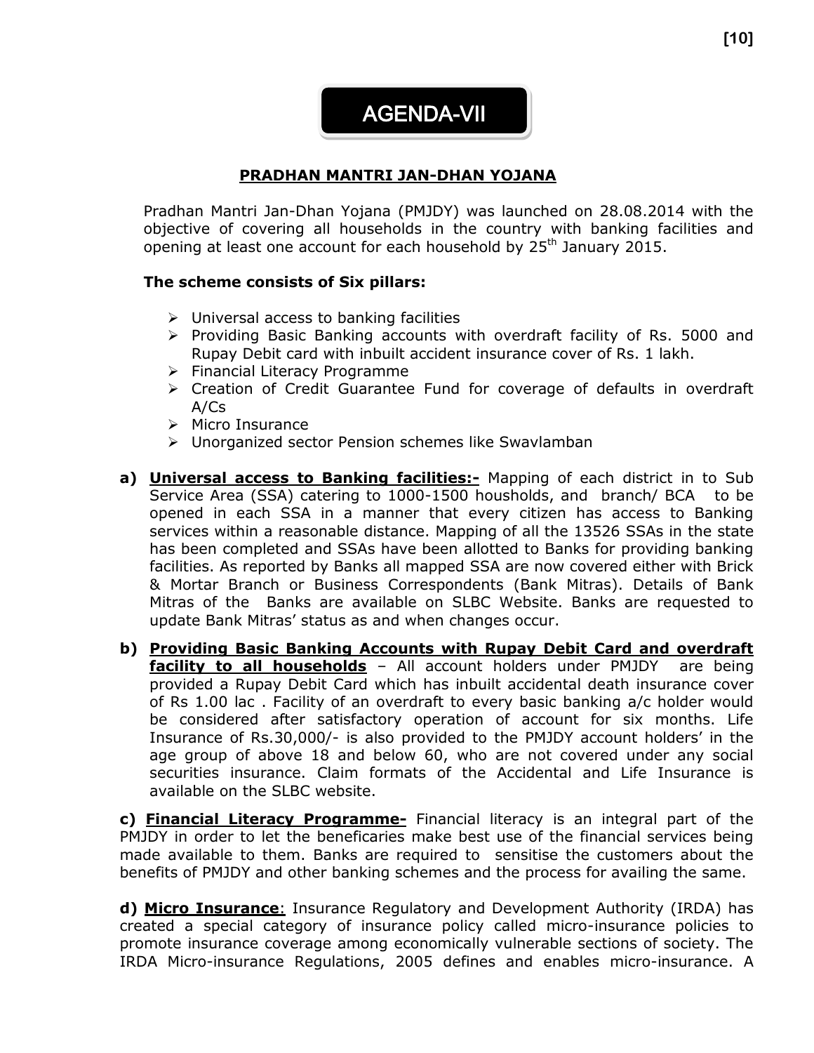# AGENDA-VII

## PRADHAN MANTRI JAN-DHAN YOJANA

Pradhan Mantri Jan-Dhan Yojana (PMJDY) was launched on 28.08.2014 with the objective of covering all households in the country with banking facilities and opening at least one account for each household by 25th January 2015.

**The scheme consists of Six pillars:**

- Universal access to banking facilities
- Providing Basic Banking accounts with overdraft facility of Rs. 5000 and Rupay Debit card with inbuilt accident insurance cover of Rs. 1 lakh.
- Financial Literacy Programme
- Creation of Credit Guarantee Fund for coverage of defaults in overdraft A/Cs
- Micro Insurance
- Unorganized sector Pension schemes like Swavlamban

**a) Universal access to Banking facilities:-** Mapping of each district in to Sub Service Area (SSA) catering to 1000-1500 housholds, and branch/ BCA to be opened in each SSA in a manner that every citizen has access to Banking services within a reasonable distance. Mapping of all the 13526 SSAs in the state has been completed and SSAs have been allotted to Banks for providing banking facilities. As reported by Banks all mapped SSA are now covered either with Brick & Mortar Branch or Business Correspondents (Bank Mitras). Details of Bank Mitras of the Banks are available on SLBC Website. Banks are requested to update Bank Mitras' status as and when changes occur.

**b) Providing Basic Banking Accounts with Rupay Debit Card and overdraft facility to all households** – All account holders under PMJDY are being provided a Rupay Debit Card which has inbuilt accidental death insurance cover of Rs 1.00 lac . Facility of an overdraft to every basic banking a/c holder would be considered after satisfactory operation of account for six months. Life Insurance of Rs.30,000/- is also provided to the PMJDY account holders' in the age group of above 18 and below 60, who are not covered under any social securities insurance. Claim formats of the Accidental and Life Insurance is available on the SLBC website.

**c) Financial Literacy Programme-** Financial literacy is an integral part of the PMJDY in order to let the beneficaries make best use of the financial services being made available to them. Banks are required to sensitise the customers about the benefits of PMJDY and other banking schemes and the process for availing the same.

**d) Micro Insurance**: Insurance Regulatory and Development Authority (IRDA) has created a special category of insurance policy called micro-insurance policies to promote insurance coverage among economically vulnerable sections of society. The IRDA Micro-insurance Regulations, 2005 defines and enables micro-insurance. A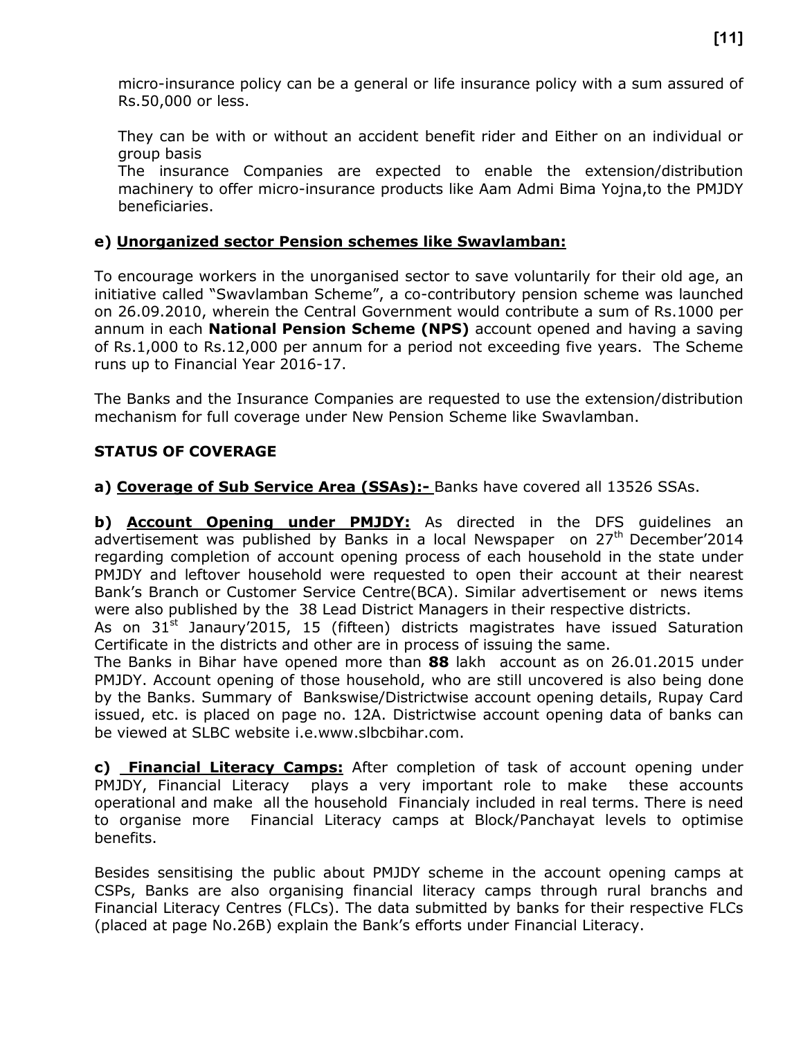micro-insurance policy can be a general or life insurance policy with a sum assured of Rs.50,000 or less.

They can be with or without an accident benefit rider and Either on an individual or group basis
The insurance Companies are expected to enable the extension/distribution machinery to offer micro-insurance products like Aam Admi Bima Yojna,to the PMJDY beneficiaries.

**e) <u>Unorganized sector Pension schemes like Swavlamban:</u>**

To encourage workers in the unorganised sector to save voluntarily for their old age, an initiative called "Swavlamban Scheme", a co-contributory pension scheme was launched on 26.09.2010, wherein the Central Government would contribute a sum of Rs.1000 per annum in each **National Pension Scheme (NPS)** account opened and having a saving of Rs.1,000 to Rs.12,000 per annum for a period not exceeding five years. The Scheme runs up to Financial Year 2016-17.

The Banks and the Insurance Companies are requested to use the extension/distribution mechanism for full coverage under New Pension Scheme like Swavlamban.

**STATUS OF COVERAGE**

**a) <u>Coverage of Sub Service Area (SSAs):-</u>** Banks have covered all 13526 SSAs.

**b) <u>Account Opening under PMJDY:</u>** As directed in the DFS guidelines an advertisement was published by Banks in a local Newspaper on 27th December'2014 regarding completion of account opening process of each household in the state under PMJDY and leftover household were requested to open their account at their nearest Bank's Branch or Customer Service Centre(BCA). Similar advertisement or news items were also published by the 38 Lead District Managers in their respective districts.
As on 31st Janaury'2015, 15 (fifteen) districts magistrates have issued Saturation Certificate in the districts and other are in process of issuing the same.
The Banks in Bihar have opened more than **88** lakh account as on 26.01.2015 under PMJDY. Account opening of those household, who are still uncovered is also being done by the Banks. Summary of Bankswise/Districtwise account opening details, Rupay Card issued, etc. is placed on page no. 12A. Districtwise account opening data of banks can be viewed at SLBC website i.e.www.slbcbihar.com.

**c) <u>Financial Literacy Camps:</u>** After completion of task of account opening under PMJDY, Financial Literacy plays a very important role to make these accounts operational and make all the household Financialy included in real terms. There is need to organise more Financial Literacy camps at Block/Panchayat levels to optimise benefits.

Besides sensitising the public about PMJDY scheme in the account opening camps at CSPs, Banks are also organising financial literacy camps through rural branchs and Financial Literacy Centres (FLCs). The data submitted by banks for their respective FLCs (placed at page No.26B) explain the Bank's efforts under Financial Literacy.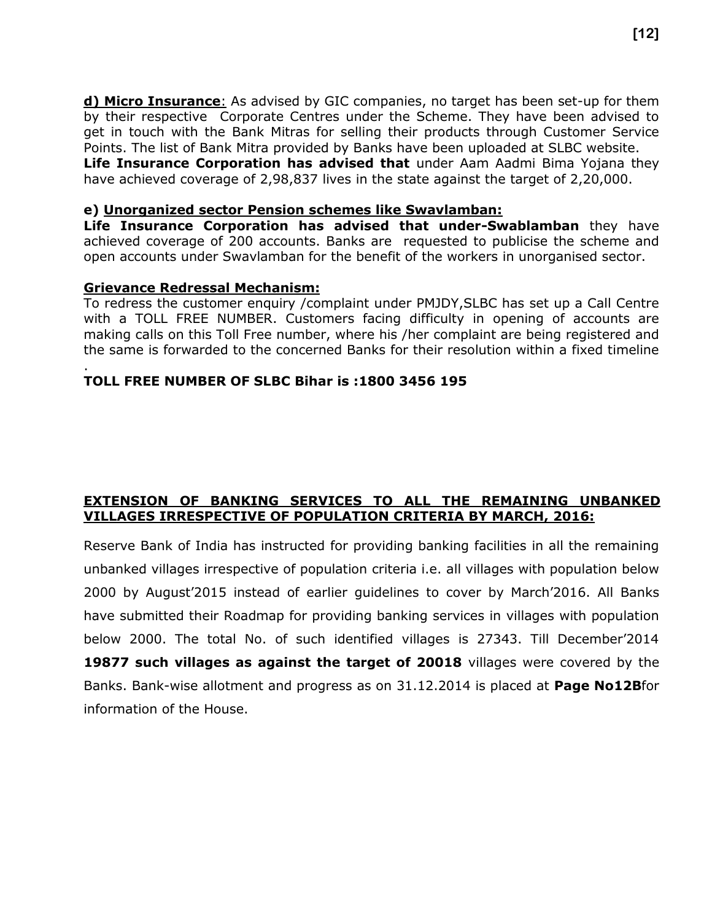**d) Micro Insurance**: As advised by GIC companies, no target has been set-up for them by their respective Corporate Centres under the Scheme. They have been advised to get in touch with the Bank Mitras for selling their products through Customer Service Points. The list of Bank Mitra provided by Banks have been uploaded at SLBC website.
**Life Insurance Corporation has advised that** under Aam Aadmi Bima Yojana they have achieved coverage of 2,98,837 lives in the state against the target of 2,20,000.

**e) Unorganized sector Pension schemes like Swavlamban:**
**Life Insurance Corporation has advised that under-Swablamban** they have achieved coverage of 200 accounts. Banks are requested to publicise the scheme and open accounts under Swavlamban for the benefit of the workers in unorganised sector.

**Grievance Redressal Mechanism:**
To redress the customer enquiry /complaint under PMJDY,SLBC has set up a Call Centre with a TOLL FREE NUMBER. Customers facing difficulty in opening of accounts are making calls on this Toll Free number, where his /her complaint are being registered and the same is forwarded to the concerned Banks for their resolution within a fixed timeline .

**TOLL FREE NUMBER OF SLBC Bihar is :1800 3456 195**

**EXTENSION OF BANKING SERVICES TO ALL THE REMAINING UNBANKED VILLAGES IRRESPECTIVE OF POPULATION CRITERIA BY MARCH, 2016:**

Reserve Bank of India has instructed for providing banking facilities in all the remaining unbanked villages irrespective of population criteria i.e. all villages with population below 2000 by August'2015 instead of earlier guidelines to cover by March'2016. All Banks have submitted their Roadmap for providing banking services in villages with population below 2000. The total No. of such identified villages is 27343. Till December'2014 **19877 such villages as against the target of 20018** villages were covered by the Banks. Bank-wise allotment and progress as on 31.12.2014 is placed at **Page No12B**for information of the House.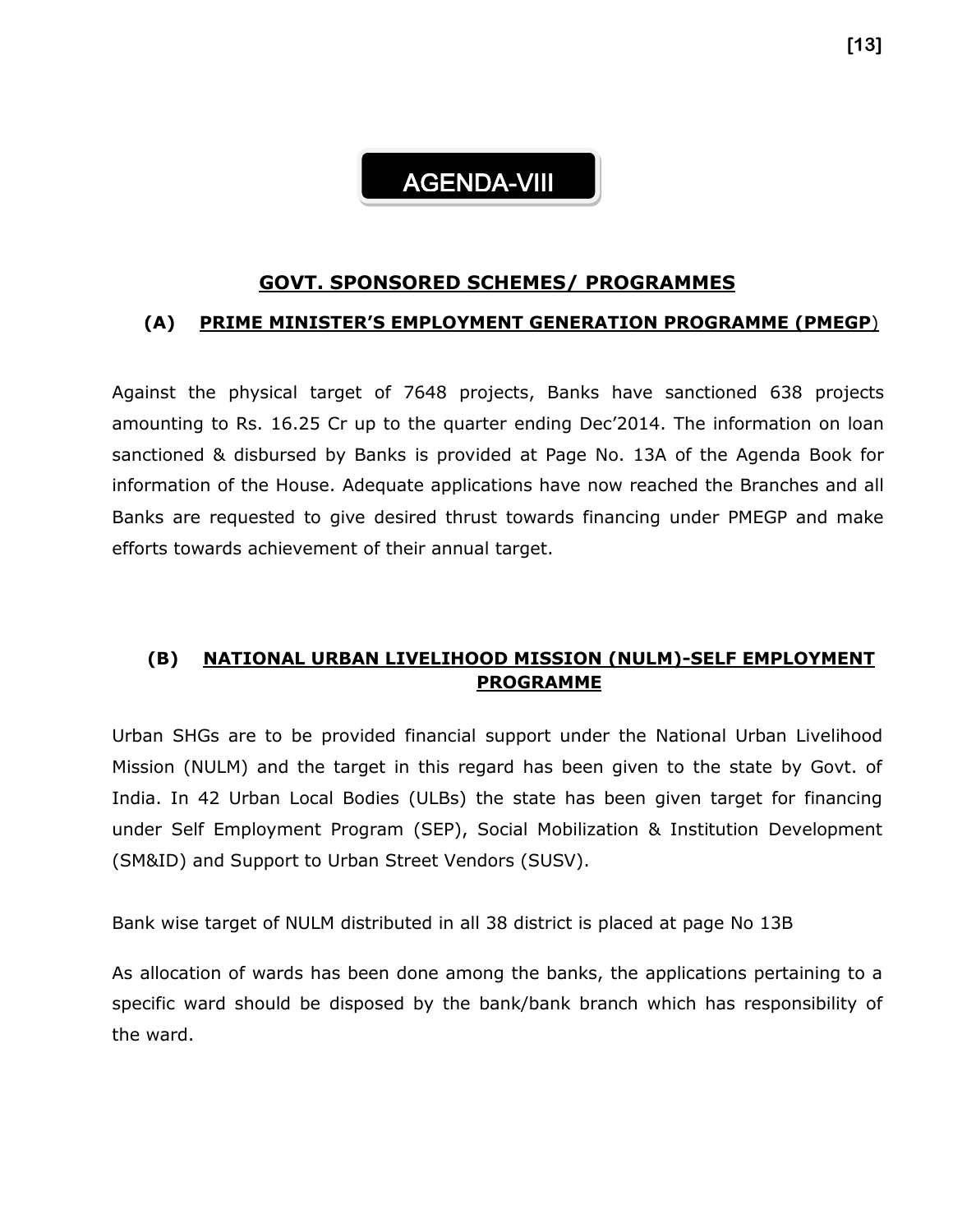# AGENDA-VIII

## GOVT. SPONSORED SCHEMES/ PROGRAMMES

### (A) PRIME MINISTER'S EMPLOYMENT GENERATION PROGRAMME (PMEGP)

Against the physical target of 7648 projects, Banks have sanctioned 638 projects amounting to Rs. 16.25 Cr up to the quarter ending Dec'2014. The information on loan sanctioned & disbursed by Banks is provided at Page No. 13A of the Agenda Book for information of the House. Adequate applications have now reached the Branches and all Banks are requested to give desired thrust towards financing under PMEGP and make efforts towards achievement of their annual target.

### (B) NATIONAL URBAN LIVELIHOOD MISSION (NULM)-SELF EMPLOYMENT PROGRAMME

Urban SHGs are to be provided financial support under the National Urban Livelihood Mission (NULM) and the target in this regard has been given to the state by Govt. of India. In 42 Urban Local Bodies (ULBs) the state has been given target for financing under Self Employment Program (SEP), Social Mobilization & Institution Development (SM&ID) and Support to Urban Street Vendors (SUSV).

Bank wise target of NULM distributed in all 38 district is placed at page No 13B

As allocation of wards has been done among the banks, the applications pertaining to a specific ward should be disposed by the bank/bank branch which has responsibility of the ward.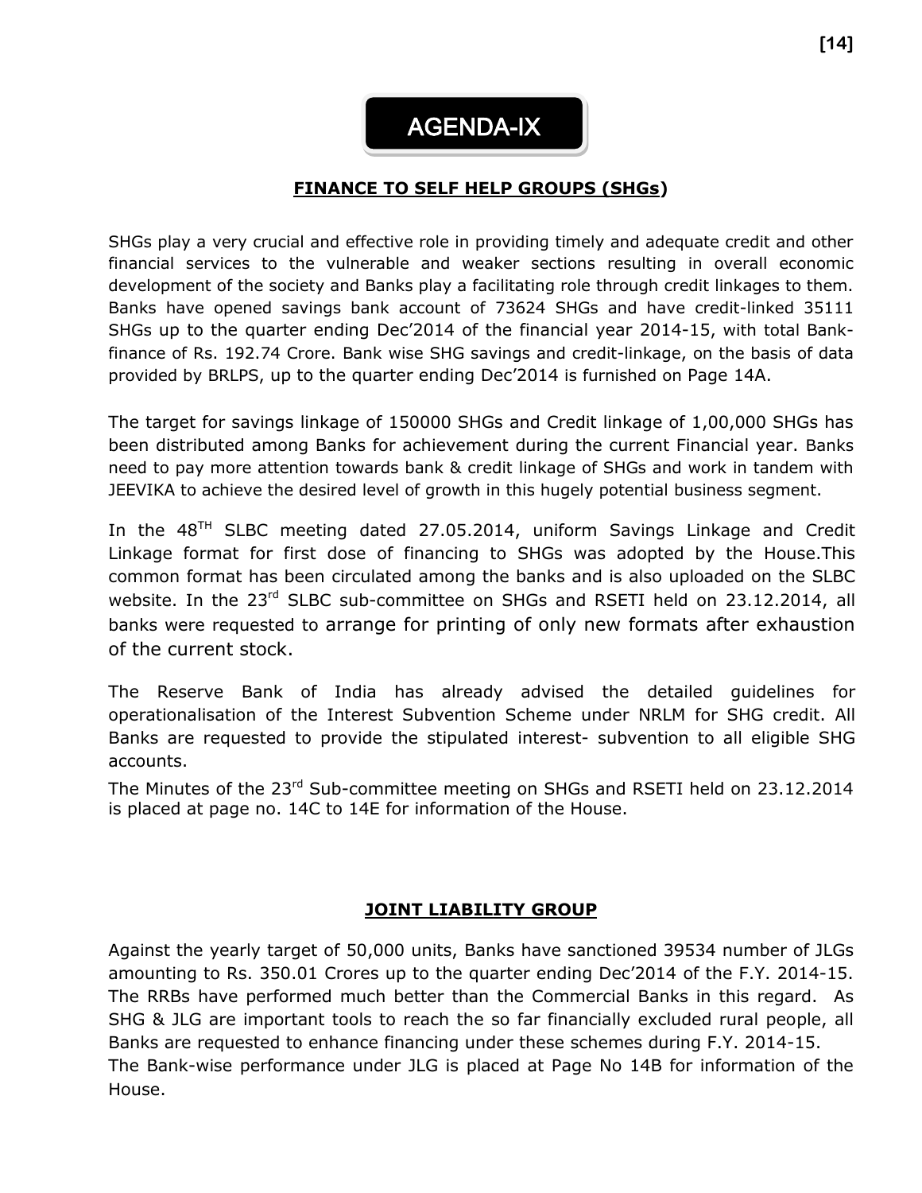# AGENDA-IX

## FINANCE TO SELF HELP GROUPS (SHGs)

SHGs play a very crucial and effective role in providing timely and adequate credit and other financial services to the vulnerable and weaker sections resulting in overall economic development of the society and Banks play a facilitating role through credit linkages to them. Banks have opened savings bank account of 73624 SHGs and have credit-linked 35111 SHGs up to the quarter ending Dec'2014 of the financial year 2014-15, with total Bank-finance of Rs. 192.74 Crore. Bank wise SHG savings and credit-linkage, on the basis of data provided by BRLPS, up to the quarter ending Dec'2014 is furnished on Page 14A.

The target for savings linkage of 150000 SHGs and Credit linkage of 1,00,000 SHGs has been distributed among Banks for achievement during the current Financial year. Banks need to pay more attention towards bank & credit linkage of SHGs and work in tandem with JEEVIKA to achieve the desired level of growth in this hugely potential business segment.

In the 48[TH] SLBC meeting dated 27.05.2014, uniform Savings Linkage and Credit Linkage format for first dose of financing to SHGs was adopted by the House.This common format has been circulated among the banks and is also uploaded on the SLBC website. In the 23[rd] SLBC sub-committee on SHGs and RSETI held on 23.12.2014, all banks were requested to arrange for printing of only new formats after exhaustion of the current stock.

The Reserve Bank of India has already advised the detailed guidelines for operationalisation of the Interest Subvention Scheme under NRLM for SHG credit. All Banks are requested to provide the stipulated interest- subvention to all eligible SHG accounts.

The Minutes of the 23[rd] Sub-committee meeting on SHGs and RSETI held on 23.12.2014 is placed at page no. 14C to 14E for information of the House.

## JOINT LIABILITY GROUP

Against the yearly target of 50,000 units, Banks have sanctioned 39534 number of JLGs amounting to Rs. 350.01 Crores up to the quarter ending Dec'2014 of the F.Y. 2014-15. The RRBs have performed much better than the Commercial Banks in this regard. As SHG & JLG are important tools to reach the so far financially excluded rural people, all Banks are requested to enhance financing under these schemes during F.Y. 2014-15.

The Bank-wise performance under JLG is placed at Page No 14B for information of the House.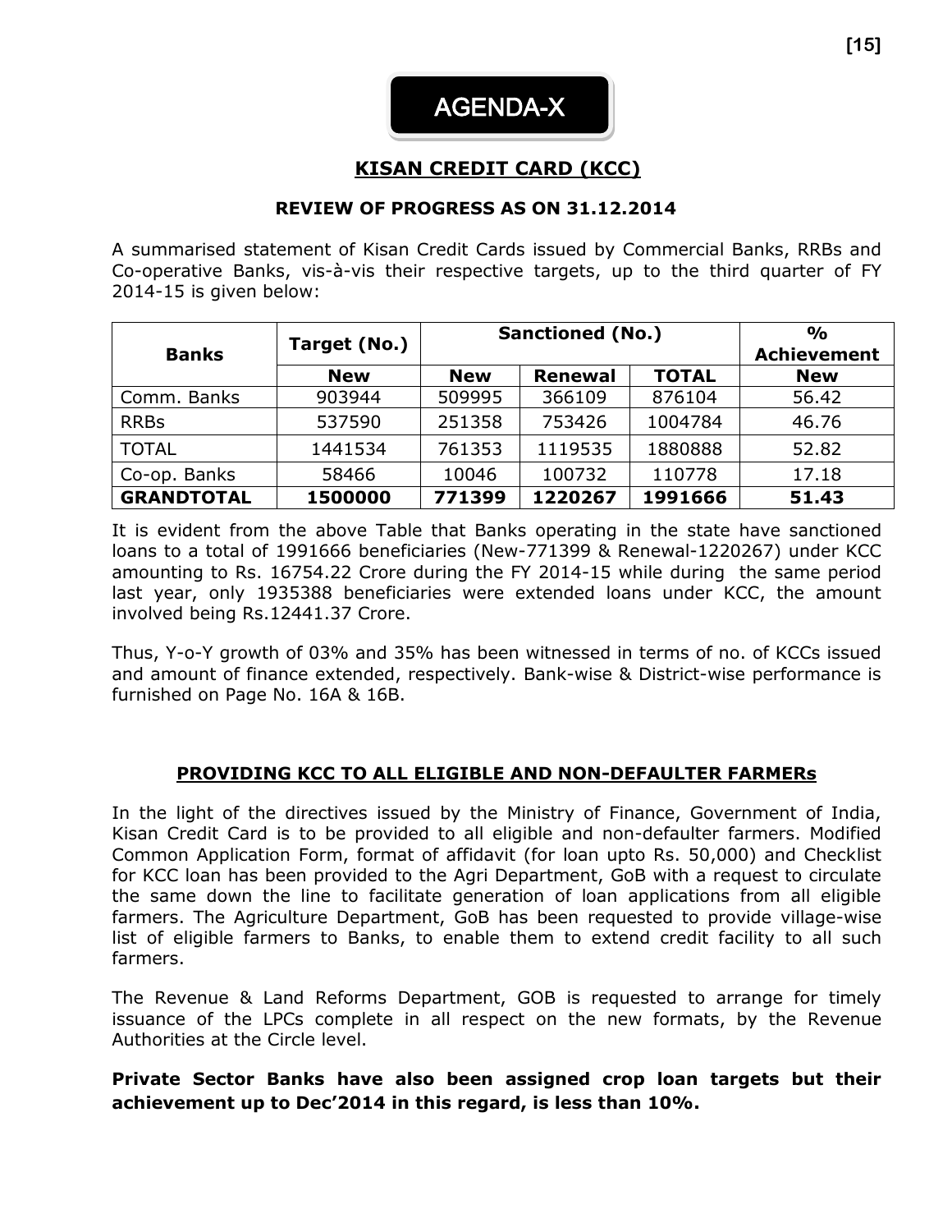# AGENDA-X

## KISAN CREDIT CARD (KCC)

### REVIEW OF PROGRESS AS ON 31.12.2014

A summarised statement of Kisan Credit Cards issued by Commercial Banks, RRBs and Co-operative Banks, vis-à-vis their respective targets, up to the third quarter of FY 2014-15 is given below:

| Banks | Target (No.) | Sanctioned (No.) | | | % Achievement |
|---|---|---|---|---|---|
| | New | New | Renewal | TOTAL | New |
| Comm. Banks | 903944 | 509995 | 366109 | 876104 | 56.42 |
| RRBs | 537590 | 251358 | 753426 | 1004784 | 46.76 |
| TOTAL | 1441534 | 761353 | 1119535 | 1880888 | 52.82 |
| Co-op. Banks | 58466 | 10046 | 100732 | 110778 | 17.18 |
| **GRANDTOTAL** | **1500000** | **771399** | **1220267** | **1991666** | **51.43** |

It is evident from the above Table that Banks operating in the state have sanctioned loans to a total of 1991666 beneficiaries (New-771399 & Renewal-1220267) under KCC amounting to Rs. 16754.22 Crore during the FY 2014-15 while during the same period last year, only 1935388 beneficiaries were extended loans under KCC, the amount involved being Rs.12441.37 Crore.

Thus, Y-o-Y growth of 03% and 35% has been witnessed in terms of no. of KCCs issued and amount of finance extended, respectively. Bank-wise & District-wise performance is furnished on Page No. 16A & 16B.

### PROVIDING KCC TO ALL ELIGIBLE AND NON-DEFAULTER FARMERs

In the light of the directives issued by the Ministry of Finance, Government of India, Kisan Credit Card is to be provided to all eligible and non-defaulter farmers. Modified Common Application Form, format of affidavit (for loan upto Rs. 50,000) and Checklist for KCC loan has been provided to the Agri Department, GoB with a request to circulate the same down the line to facilitate generation of loan applications from all eligible farmers. The Agriculture Department, GoB has been requested to provide village-wise list of eligible farmers to Banks, to enable them to extend credit facility to all such farmers.

The Revenue & Land Reforms Department, GOB is requested to arrange for timely issuance of the LPCs complete in all respect on the new formats, by the Revenue Authorities at the Circle level.

**Private Sector Banks have also been assigned crop loan targets but their achievement up to Dec'2014 in this regard, is less than 10%.**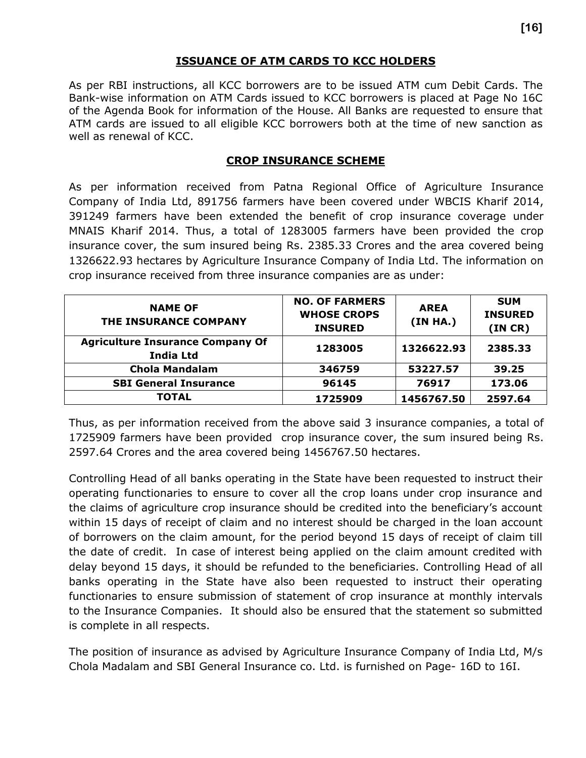## ISSUANCE OF ATM CARDS TO KCC HOLDERS

As per RBI instructions, all KCC borrowers are to be issued ATM cum Debit Cards. The Bank-wise information on ATM Cards issued to KCC borrowers is placed at Page No 16C of the Agenda Book for information of the House. All Banks are requested to ensure that ATM cards are issued to all eligible KCC borrowers both at the time of new sanction as well as renewal of KCC.

## CROP INSURANCE SCHEME

As per information received from Patna Regional Office of Agriculture Insurance Company of India Ltd, 891756 farmers have been covered under WBCIS Kharif 2014, 391249 farmers have been extended the benefit of crop insurance coverage under MNAIS Kharif 2014. Thus, a total of 1283005 farmers have been provided the crop insurance cover, the sum insured being Rs. 2385.33 Crores and the area covered being 1326622.93 hectares by Agriculture Insurance Company of India Ltd. The information on crop insurance received from three insurance companies are as under:

| NAME OF THE INSURANCE COMPANY | NO. OF FARMERS WHOSE CROPS INSURED | AREA (IN HA.) | SUM INSURED (IN CR) |
|---|---|---|---|
| **Agriculture Insurance Company Of India Ltd** | **1283005** | **1326622.93** | **2385.33** |
| **Chola Mandalam** | **346759** | **53227.57** | **39.25** |
| **SBI General Insurance** | **96145** | **76917** | **173.06** |
| **TOTAL** | **1725909** | **1456767.50** | **2597.64** |

Thus, as per information received from the above said 3 insurance companies, a total of 1725909 farmers have been provided crop insurance cover, the sum insured being Rs. 2597.64 Crores and the area covered being 1456767.50 hectares.

Controlling Head of all banks operating in the State have been requested to instruct their operating functionaries to ensure to cover all the crop loans under crop insurance and the claims of agriculture crop insurance should be credited into the beneficiary's account within 15 days of receipt of claim and no interest should be charged in the loan account of borrowers on the claim amount, for the period beyond 15 days of receipt of claim till the date of credit. In case of interest being applied on the claim amount credited with delay beyond 15 days, it should be refunded to the beneficiaries. Controlling Head of all banks operating in the State have also been requested to instruct their operating functionaries to ensure submission of statement of crop insurance at monthly intervals to the Insurance Companies. It should also be ensured that the statement so submitted is complete in all respects.

The position of insurance as advised by Agriculture Insurance Company of India Ltd, M/s Chola Madalam and SBI General Insurance co. Ltd. is furnished on Page- 16D to 16I.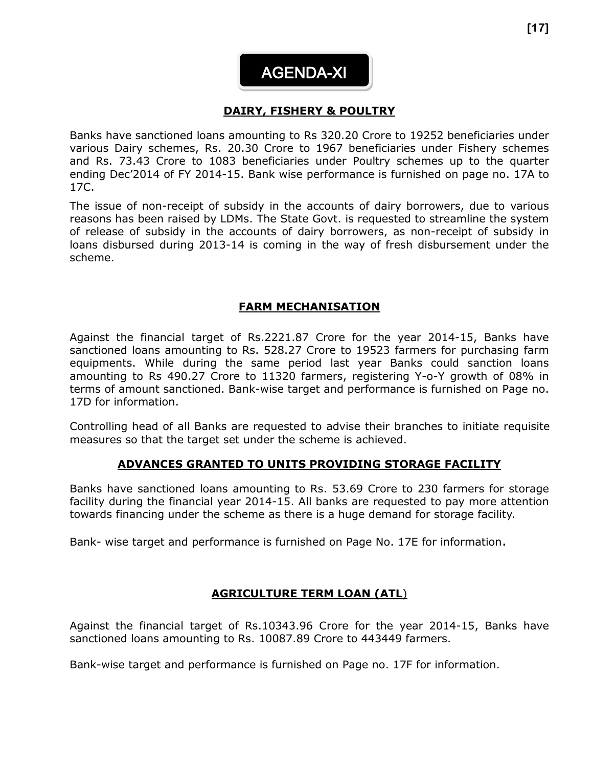# AGENDA-XI

## DAIRY, FISHERY & POULTRY

Banks have sanctioned loans amounting to Rs 320.20 Crore to 19252 beneficiaries under various Dairy schemes, Rs. 20.30 Crore to 1967 beneficiaries under Fishery schemes and Rs. 73.43 Crore to 1083 beneficiaries under Poultry schemes up to the quarter ending Dec'2014 of FY 2014-15. Bank wise performance is furnished on page no. 17A to 17C.

The issue of non-receipt of subsidy in the accounts of dairy borrowers, due to various reasons has been raised by LDMs. The State Govt. is requested to streamline the system of release of subsidy in the accounts of dairy borrowers, as non-receipt of subsidy in loans disbursed during 2013-14 is coming in the way of fresh disbursement under the scheme.

## FARM MECHANISATION

Against the financial target of Rs.2221.87 Crore for the year 2014-15, Banks have sanctioned loans amounting to Rs. 528.27 Crore to 19523 farmers for purchasing farm equipments. While during the same period last year Banks could sanction loans amounting to Rs 490.27 Crore to 11320 farmers, registering Y-o-Y growth of 08% in terms of amount sanctioned. Bank-wise target and performance is furnished on Page no. 17D for information.

Controlling head of all Banks are requested to advise their branches to initiate requisite measures so that the target set under the scheme is achieved.

## ADVANCES GRANTED TO UNITS PROVIDING STORAGE FACILITY

Banks have sanctioned loans amounting to Rs. 53.69 Crore to 230 farmers for storage facility during the financial year 2014-15. All banks are requested to pay more attention towards financing under the scheme as there is a huge demand for storage facility.

Bank- wise target and performance is furnished on Page No. 17E for information.

## AGRICULTURE TERM LOAN (ATL)

Against the financial target of Rs.10343.96 Crore for the year 2014-15, Banks have sanctioned loans amounting to Rs. 10087.89 Crore to 443449 farmers.

Bank-wise target and performance is furnished on Page no. 17F for information.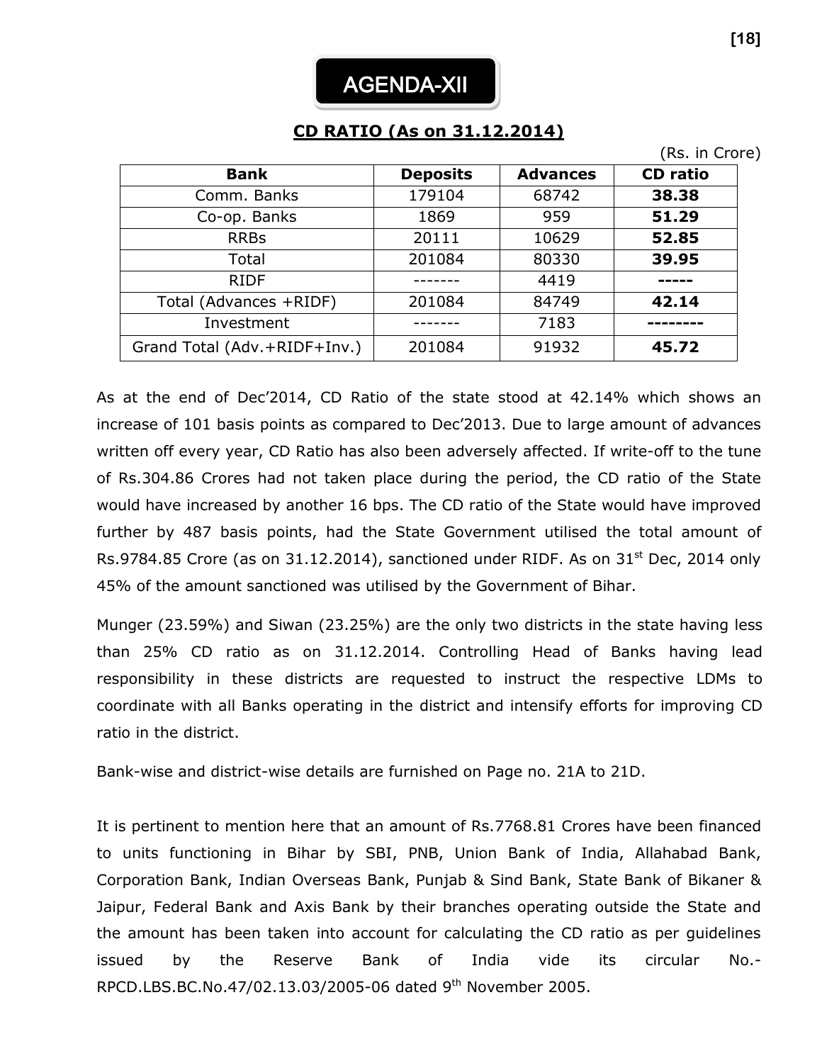# AGENDA-XII

## CD RATIO (As on 31.12.2014)

(Rs. in Crore)

| Bank | Deposits | Advances | CD ratio |
|---|---|---|---|
| Comm. Banks | 179104 | 68742 | **38.38** |
| Co-op. Banks | 1869 | 959 | **51.29** |
| RRBs | 20111 | 10629 | **52.85** |
| Total | 201084 | 80330 | **39.95** |
| RIDF | ------- | 4419 | **-----** |
| Total (Advances +RIDF) | 201084 | 84749 | **42.14** |
| Investment | ------- | 7183 | **--------** |
| Grand Total (Adv.+RIDF+Inv.) | 201084 | 91932 | **45.72** |

As at the end of Dec'2014, CD Ratio of the state stood at 42.14% which shows an increase of 101 basis points as compared to Dec'2013. Due to large amount of advances written off every year, CD Ratio has also been adversely affected. If write-off to the tune of Rs.304.86 Crores had not taken place during the period, the CD ratio of the State would have increased by another 16 bps. The CD ratio of the State would have improved further by 487 basis points, had the State Government utilised the total amount of Rs.9784.85 Crore (as on 31.12.2014), sanctioned under RIDF. As on 31st Dec, 2014 only 45% of the amount sanctioned was utilised by the Government of Bihar.

Munger (23.59%) and Siwan (23.25%) are the only two districts in the state having less than 25% CD ratio as on 31.12.2014. Controlling Head of Banks having lead responsibility in these districts are requested to instruct the respective LDMs to coordinate with all Banks operating in the district and intensify efforts for improving CD ratio in the district.

Bank-wise and district-wise details are furnished on Page no. 21A to 21D.

It is pertinent to mention here that an amount of Rs.7768.81 Crores have been financed to units functioning in Bihar by SBI, PNB, Union Bank of India, Allahabad Bank, Corporation Bank, Indian Overseas Bank, Punjab & Sind Bank, State Bank of Bikaner & Jaipur, Federal Bank and Axis Bank by their branches operating outside the State and the amount has been taken into account for calculating the CD ratio as per guidelines issued by the Reserve Bank of India vide its circular No.-RPCD.LBS.BC.No.47/02.13.03/2005-06 dated 9th November 2005.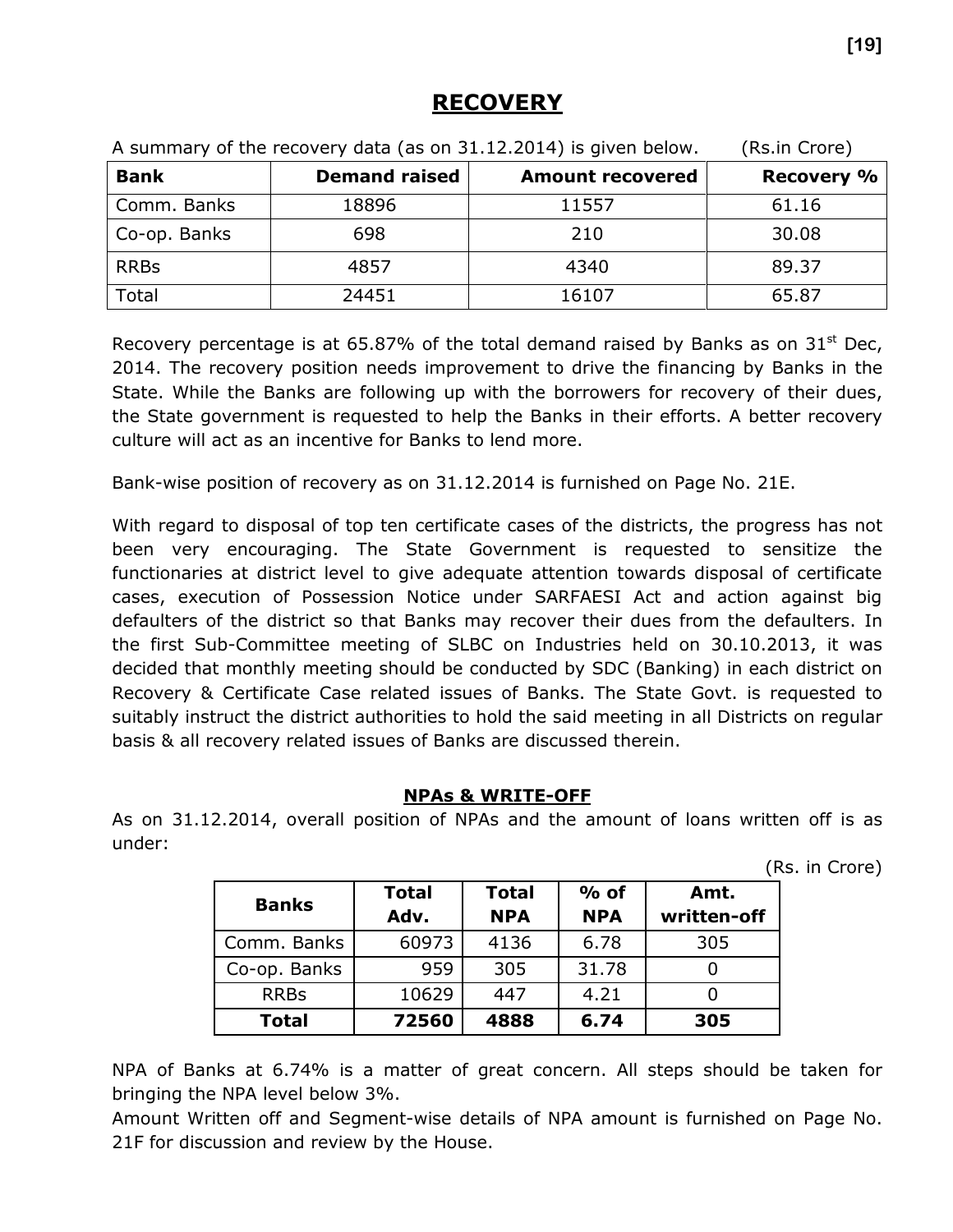## RECOVERY

A summary of the recovery data (as on 31.12.2014) is given below. (Rs.in Crore)

| Bank | Demand raised | Amount recovered | Recovery % |
|---|---|---|---|
| Comm. Banks | 18896 | 11557 | 61.16 |
| Co-op. Banks | 698 | 210 | 30.08 |
| RRBs | 4857 | 4340 | 89.37 |
| Total | 24451 | 16107 | 65.87 |

Recovery percentage is at 65.87% of the total demand raised by Banks as on 31st Dec, 2014. The recovery position needs improvement to drive the financing by Banks in the State. While the Banks are following up with the borrowers for recovery of their dues, the State government is requested to help the Banks in their efforts. A better recovery culture will act as an incentive for Banks to lend more.

Bank-wise position of recovery as on 31.12.2014 is furnished on Page No. 21E.

With regard to disposal of top ten certificate cases of the districts, the progress has not been very encouraging. The State Government is requested to sensitize the functionaries at district level to give adequate attention towards disposal of certificate cases, execution of Possession Notice under SARFAESI Act and action against big defaulters of the district so that Banks may recover their dues from the defaulters. In the first Sub-Committee meeting of SLBC on Industries held on 30.10.2013, it was decided that monthly meeting should be conducted by SDC (Banking) in each district on Recovery & Certificate Case related issues of Banks. The State Govt. is requested to suitably instruct the district authorities to hold the said meeting in all Districts on regular basis & all recovery related issues of Banks are discussed therein.

### NPAs & WRITE-OFF

As on 31.12.2014, overall position of NPAs and the amount of loans written off is as under:

(Rs. in Crore)

| Banks | Total Adv. | Total NPA | % of NPA | Amt. written-off |
|---|---|---|---|---|
| Comm. Banks | 60973 | 4136 | 6.78 | 305 |
| Co-op. Banks | 959 | 305 | 31.78 | 0 |
| RRBs | 10629 | 447 | 4.21 | 0 |
| **Total** | **72560** | **4888** | **6.74** | **305** |

NPA of Banks at 6.74% is a matter of great concern. All steps should be taken for bringing the NPA level below 3%.

Amount Written off and Segment-wise details of NPA amount is furnished on Page No. 21F for discussion and review by the House.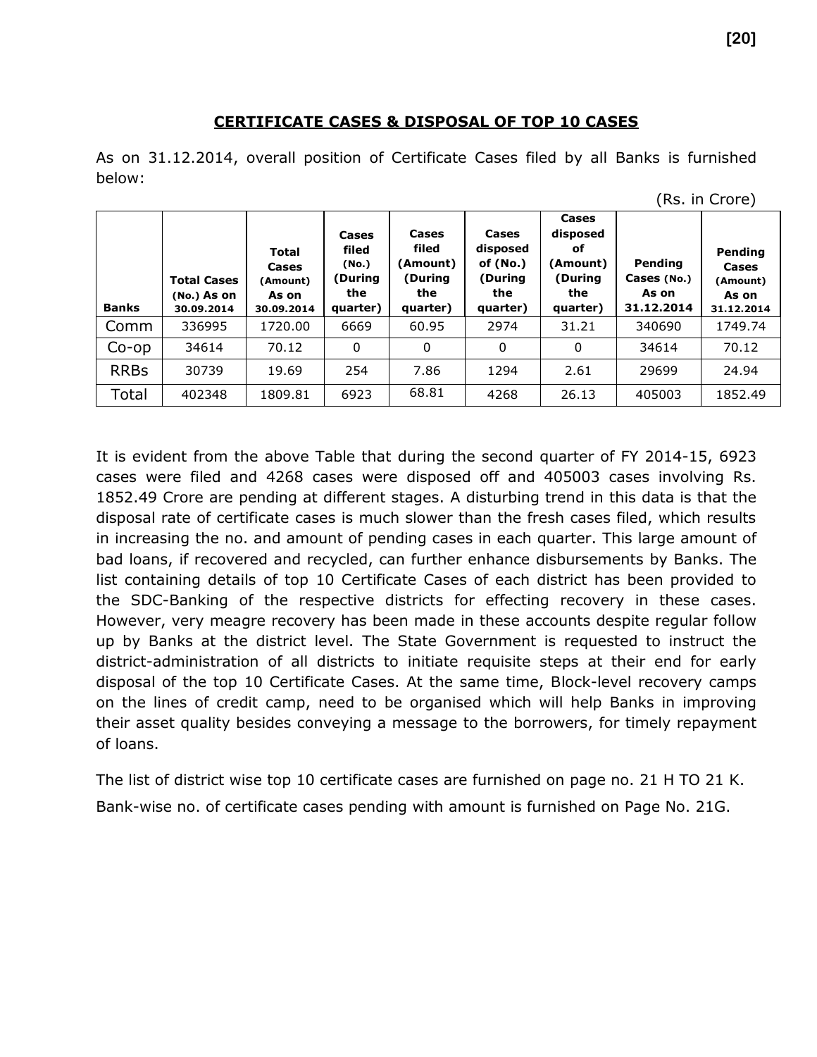## CERTIFICATE CASES & DISPOSAL OF TOP 10 CASES

As on 31.12.2014, overall position of Certificate Cases filed by all Banks is furnished below:

(Rs. in Crore)

| Banks | Total Cases (No.) As on 30.09.2014 | Total Cases (Amount) As on 30.09.2014 | Cases filed (No.) (During the quarter) | Cases filed (Amount) (During the quarter) | Cases disposed of (No.) (During the quarter) | Cases disposed of (Amount) (During the quarter) | Pending Cases (No.) As on 31.12.2014 | Pending Cases (Amount) As on 31.12.2014 |
|---|---|---|---|---|---|---|---|---|
| Comm | 336995 | 1720.00 | 6669 | 60.95 | 2974 | 31.21 | 340690 | 1749.74 |
| Co-op | 34614 | 70.12 | 0 | 0 | 0 | 0 | 34614 | 70.12 |
| RRBs | 30739 | 19.69 | 254 | 7.86 | 1294 | 2.61 | 29699 | 24.94 |
| Total | 402348 | 1809.81 | 6923 | 68.81 | 4268 | 26.13 | 405003 | 1852.49 |

It is evident from the above Table that during the second quarter of FY 2014-15, 6923 cases were filed and 4268 cases were disposed off and 405003 cases involving Rs. 1852.49 Crore are pending at different stages. A disturbing trend in this data is that the disposal rate of certificate cases is much slower than the fresh cases filed, which results in increasing the no. and amount of pending cases in each quarter. This large amount of bad loans, if recovered and recycled, can further enhance disbursements by Banks. The list containing details of top 10 Certificate Cases of each district has been provided to the SDC-Banking of the respective districts for effecting recovery in these cases. However, very meagre recovery has been made in these accounts despite regular follow up by Banks at the district level. The State Government is requested to instruct the district-administration of all districts to initiate requisite steps at their end for early disposal of the top 10 Certificate Cases. At the same time, Block-level recovery camps on the lines of credit camp, need to be organised which will help Banks in improving their asset quality besides conveying a message to the borrowers, for timely repayment of loans.

The list of district wise top 10 certificate cases are furnished on page no. 21 H TO 21 K.

Bank-wise no. of certificate cases pending with amount is furnished on Page No. 21G.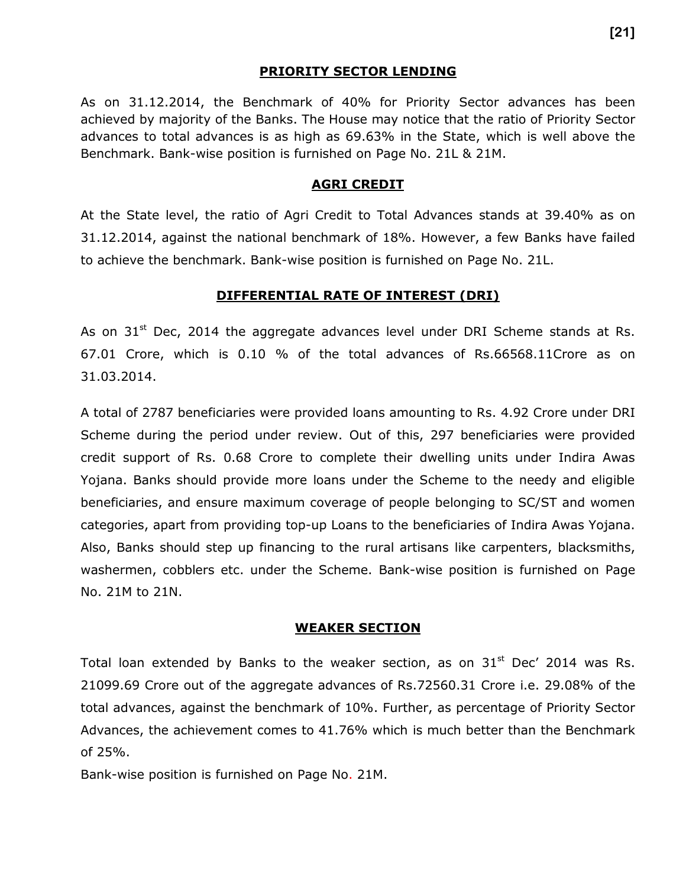## PRIORITY SECTOR LENDING

As on 31.12.2014, the Benchmark of 40% for Priority Sector advances has been achieved by majority of the Banks. The House may notice that the ratio of Priority Sector advances to total advances is as high as 69.63% in the State, which is well above the Benchmark. Bank-wise position is furnished on Page No. 21L & 21M.

## AGRI CREDIT

At the State level, the ratio of Agri Credit to Total Advances stands at 39.40% as on 31.12.2014, against the national benchmark of 18%. However, a few Banks have failed to achieve the benchmark. Bank-wise position is furnished on Page No. 21L.

## DIFFERENTIAL RATE OF INTEREST (DRI)

As on 31st Dec, 2014 the aggregate advances level under DRI Scheme stands at Rs. 67.01 Crore, which is 0.10 % of the total advances of Rs.66568.11Crore as on 31.03.2014.

A total of 2787 beneficiaries were provided loans amounting to Rs. 4.92 Crore under DRI Scheme during the period under review. Out of this, 297 beneficiaries were provided credit support of Rs. 0.68 Crore to complete their dwelling units under Indira Awas Yojana. Banks should provide more loans under the Scheme to the needy and eligible beneficiaries, and ensure maximum coverage of people belonging to SC/ST and women categories, apart from providing top-up Loans to the beneficiaries of Indira Awas Yojana. Also, Banks should step up financing to the rural artisans like carpenters, blacksmiths, washermen, cobblers etc. under the Scheme. Bank-wise position is furnished on Page No. 21M to 21N.

## WEAKER SECTION

Total loan extended by Banks to the weaker section, as on 31st Dec' 2014 was Rs. 21099.69 Crore out of the aggregate advances of Rs.72560.31 Crore i.e. 29.08% of the total advances, against the benchmark of 10%. Further, as percentage of Priority Sector Advances, the achievement comes to 41.76% which is much better than the Benchmark of 25%.

Bank-wise position is furnished on Page No. 21M.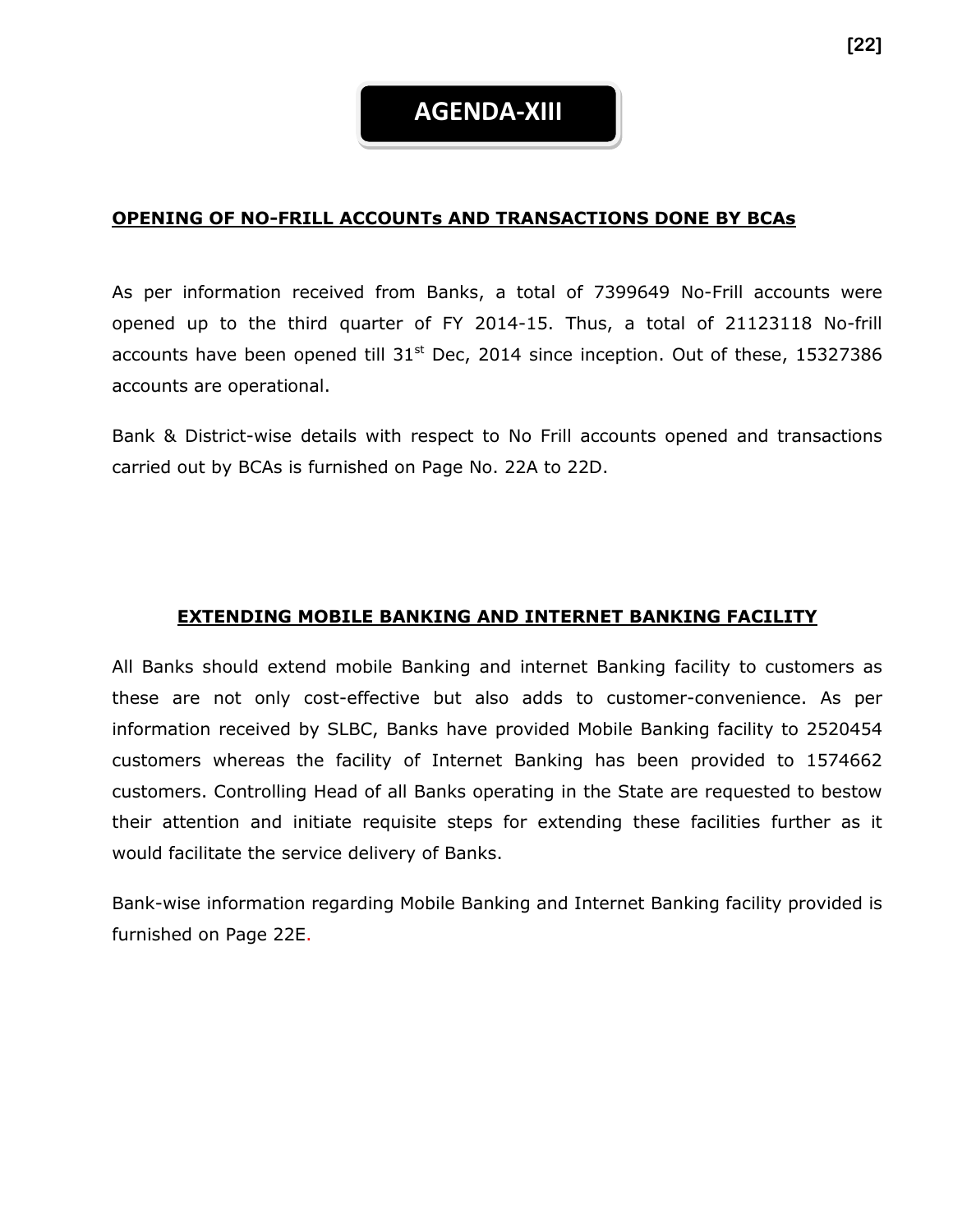# AGENDA-XIII

## OPENING OF NO-FRILL ACCOUNTs AND TRANSACTIONS DONE BY BCAs

As per information received from Banks, a total of 7399649 No-Frill accounts were opened up to the third quarter of FY 2014-15. Thus, a total of 21123118 No-frill accounts have been opened till 31st Dec, 2014 since inception. Out of these, 15327386 accounts are operational.

Bank & District-wise details with respect to No Frill accounts opened and transactions carried out by BCAs is furnished on Page No. 22A to 22D.

## EXTENDING MOBILE BANKING AND INTERNET BANKING FACILITY

All Banks should extend mobile Banking and internet Banking facility to customers as these are not only cost-effective but also adds to customer-convenience. As per information received by SLBC, Banks have provided Mobile Banking facility to 2520454 customers whereas the facility of Internet Banking has been provided to 1574662 customers. Controlling Head of all Banks operating in the State are requested to bestow their attention and initiate requisite steps for extending these facilities further as it would facilitate the service delivery of Banks.

Bank-wise information regarding Mobile Banking and Internet Banking facility provided is furnished on Page 22E.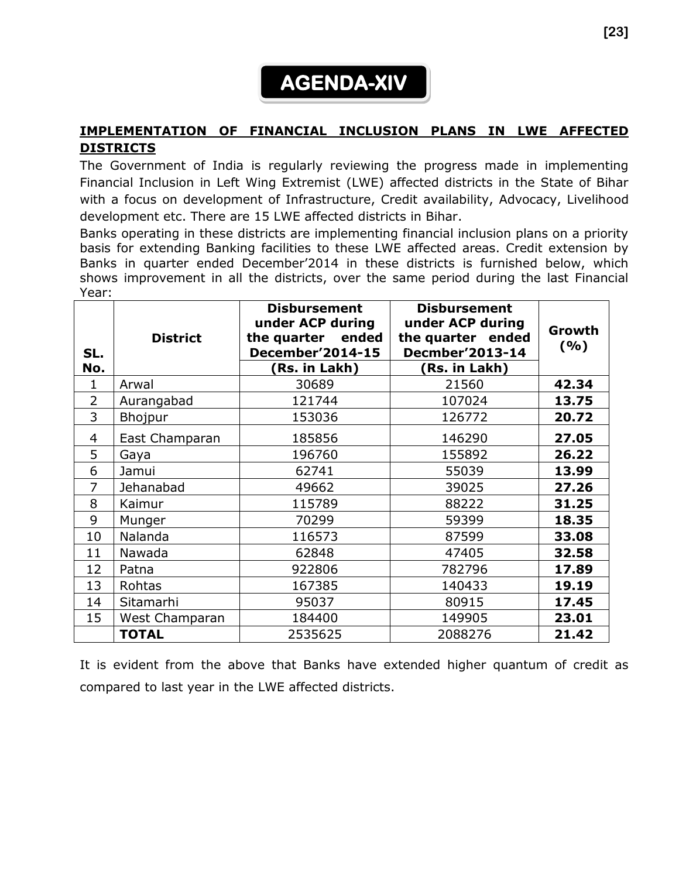# AGENDA-XIV

## IMPLEMENTATION OF FINANCIAL INCLUSION PLANS IN LWE AFFECTED DISTRICTS

The Government of India is regularly reviewing the progress made in implementing Financial Inclusion in Left Wing Extremist (LWE) affected districts in the State of Bihar with a focus on development of Infrastructure, Credit availability, Advocacy, Livelihood development etc. There are 15 LWE affected districts in Bihar.

Banks operating in these districts are implementing financial inclusion plans on a priority basis for extending Banking facilities to these LWE affected areas. Credit extension by Banks in quarter ended December'2014 in these districts is furnished below, which shows improvement in all the districts, over the same period during the last Financial Year:

| SL. No. | District | Disbursement under ACP during the quarter ended December'2014-15 (Rs. in Lakh) | Disbursement under ACP during the quarter ended Decmber'2013-14 (Rs. in Lakh) | Growth (%) |
|---|---|---|---|---|
| 1 | Arwal | 30689 | 21560 | **42.34** |
| 2 | Aurangabad | 121744 | 107024 | **13.75** |
| 3 | Bhojpur | 153036 | 126772 | **20.72** |
| 4 | East Champaran | 185856 | 146290 | **27.05** |
| 5 | Gaya | 196760 | 155892 | **26.22** |
| 6 | Jamui | 62741 | 55039 | **13.99** |
| 7 | Jehanabad | 49662 | 39025 | **27.26** |
| 8 | Kaimur | 115789 | 88222 | **31.25** |
| 9 | Munger | 70299 | 59399 | **18.35** |
| 10 | Nalanda | 116573 | 87599 | **33.08** |
| 11 | Nawada | 62848 | 47405 | **32.58** |
| 12 | Patna | 922806 | 782796 | **17.89** |
| 13 | Rohtas | 167385 | 140433 | **19.19** |
| 14 | Sitamarhi | 95037 | 80915 | **17.45** |
| 15 | West Champaran | 184400 | 149905 | **23.01** |
| | **TOTAL** | 2535625 | 2088276 | **21.42** |

It is evident from the above that Banks have extended higher quantum of credit as compared to last year in the LWE affected districts.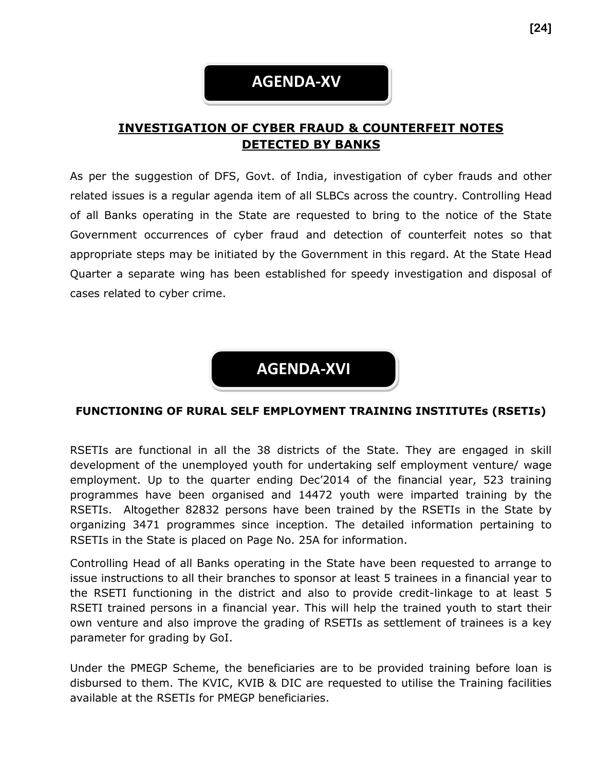# AGENDA-XV

## INVESTIGATION OF CYBER FRAUD & COUNTERFEIT NOTES DETECTED BY BANKS

As per the suggestion of DFS, Govt. of India, investigation of cyber frauds and other related issues is a regular agenda item of all SLBCs across the country. Controlling Head of all Banks operating in the State are requested to bring to the notice of the State Government occurrences of cyber fraud and detection of counterfeit notes so that appropriate steps may be initiated by the Government in this regard. At the State Head Quarter a separate wing has been established for speedy investigation and disposal of cases related to cyber crime.

# AGENDA-XVI

## FUNCTIONING OF RURAL SELF EMPLOYMENT TRAINING INSTITUTEs (RSETIs)

RSETIs are functional in all the 38 districts of the State. They are engaged in skill development of the unemployed youth for undertaking self employment venture/ wage employment. Up to the quarter ending Dec'2014 of the financial year, 523 training programmes have been organised and 14472 youth were imparted training by the RSETIs. Altogether 82832 persons have been trained by the RSETIs in the State by organizing 3471 programmes since inception. The detailed information pertaining to RSETIs in the State is placed on Page No. 25A for information.

Controlling Head of all Banks operating in the State have been requested to arrange to issue instructions to all their branches to sponsor at least 5 trainees in a financial year to the RSETI functioning in the district and also to provide credit-linkage to at least 5 RSETI trained persons in a financial year. This will help the trained youth to start their own venture and also improve the grading of RSETIs as settlement of trainees is a key parameter for grading by GoI.

Under the PMEGP Scheme, the beneficiaries are to be provided training before loan is disbursed to them. The KVIC, KVIB & DIC are requested to utilise the Training facilities available at the RSETIs for PMEGP beneficiaries.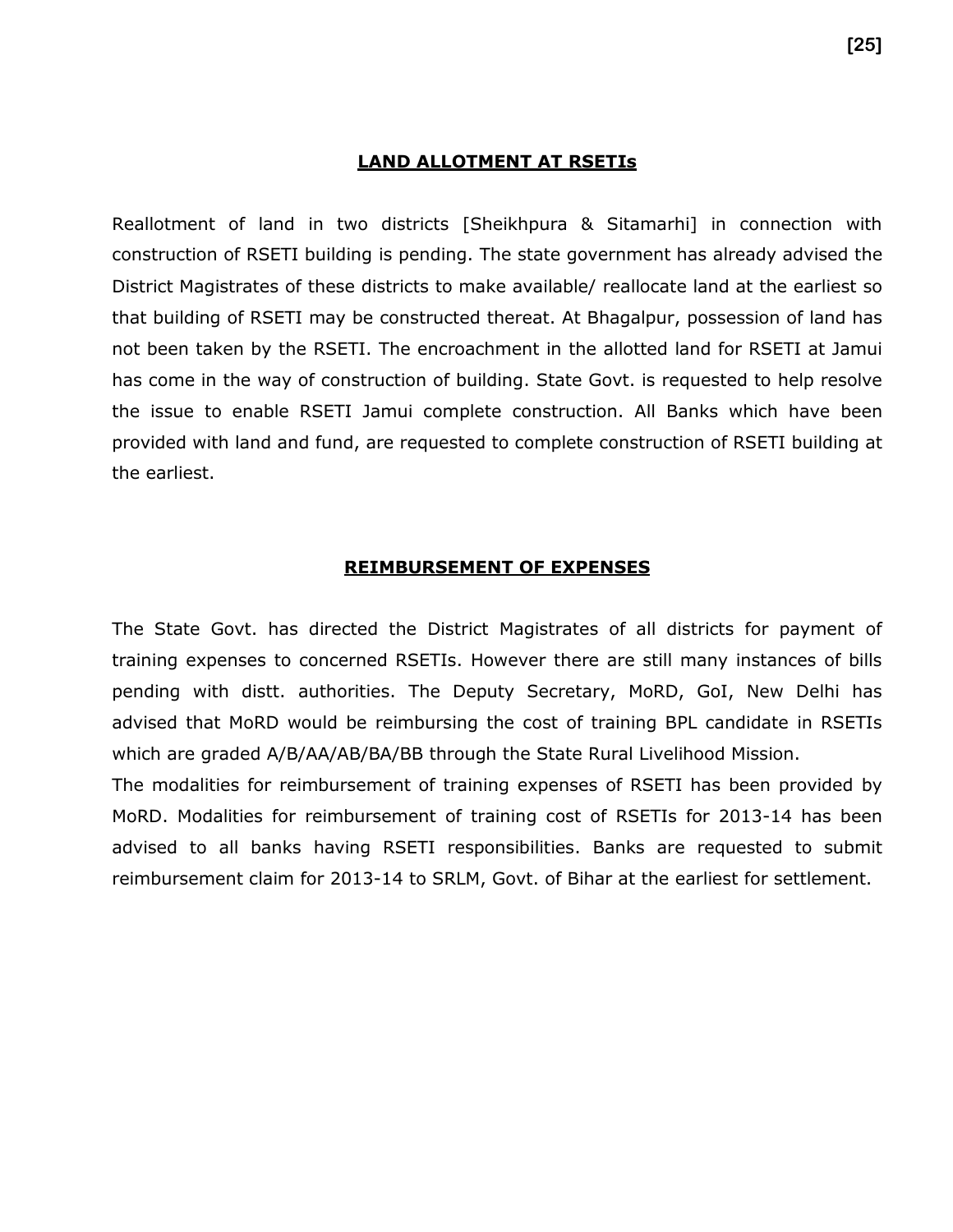## LAND ALLOTMENT AT RSETIs

Reallotment of land in two districts [Sheikhpura & Sitamarhi] in connection with construction of RSETI building is pending. The state government has already advised the District Magistrates of these districts to make available/ reallocate land at the earliest so that building of RSETI may be constructed thereat. At Bhagalpur, possession of land has not been taken by the RSETI. The encroachment in the allotted land for RSETI at Jamui has come in the way of construction of building. State Govt. is requested to help resolve the issue to enable RSETI Jamui complete construction. All Banks which have been provided with land and fund, are requested to complete construction of RSETI building at the earliest.

## REIMBURSEMENT OF EXPENSES

The State Govt. has directed the District Magistrates of all districts for payment of training expenses to concerned RSETIs. However there are still many instances of bills pending with distt. authorities. The Deputy Secretary, MoRD, GoI, New Delhi has advised that MoRD would be reimbursing the cost of training BPL candidate in RSETIs which are graded A/B/AA/AB/BA/BB through the State Rural Livelihood Mission.

The modalities for reimbursement of training expenses of RSETI has been provided by MoRD. Modalities for reimbursement of training cost of RSETIs for 2013-14 has been advised to all banks having RSETI responsibilities. Banks are requested to submit reimbursement claim for 2013-14 to SRLM, Govt. of Bihar at the earliest for settlement.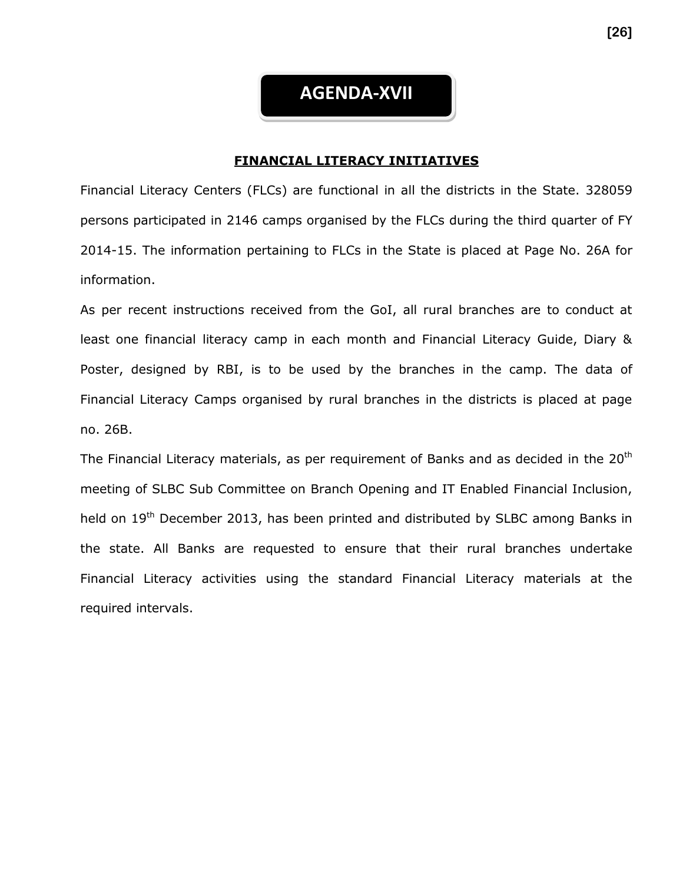# AGENDA-XVII

## FINANCIAL LITERACY INITIATIVES

Financial Literacy Centers (FLCs) are functional in all the districts in the State. 328059 persons participated in 2146 camps organised by the FLCs during the third quarter of FY 2014-15. The information pertaining to FLCs in the State is placed at Page No. 26A for information.

As per recent instructions received from the GoI, all rural branches are to conduct at least one financial literacy camp in each month and Financial Literacy Guide, Diary & Poster, designed by RBI, is to be used by the branches in the camp. The data of Financial Literacy Camps organised by rural branches in the districts is placed at page no. 26B.

The Financial Literacy materials, as per requirement of Banks and as decided in the 20th meeting of SLBC Sub Committee on Branch Opening and IT Enabled Financial Inclusion, held on 19th December 2013, has been printed and distributed by SLBC among Banks in the state. All Banks are requested to ensure that their rural branches undertake Financial Literacy activities using the standard Financial Literacy materials at the required intervals.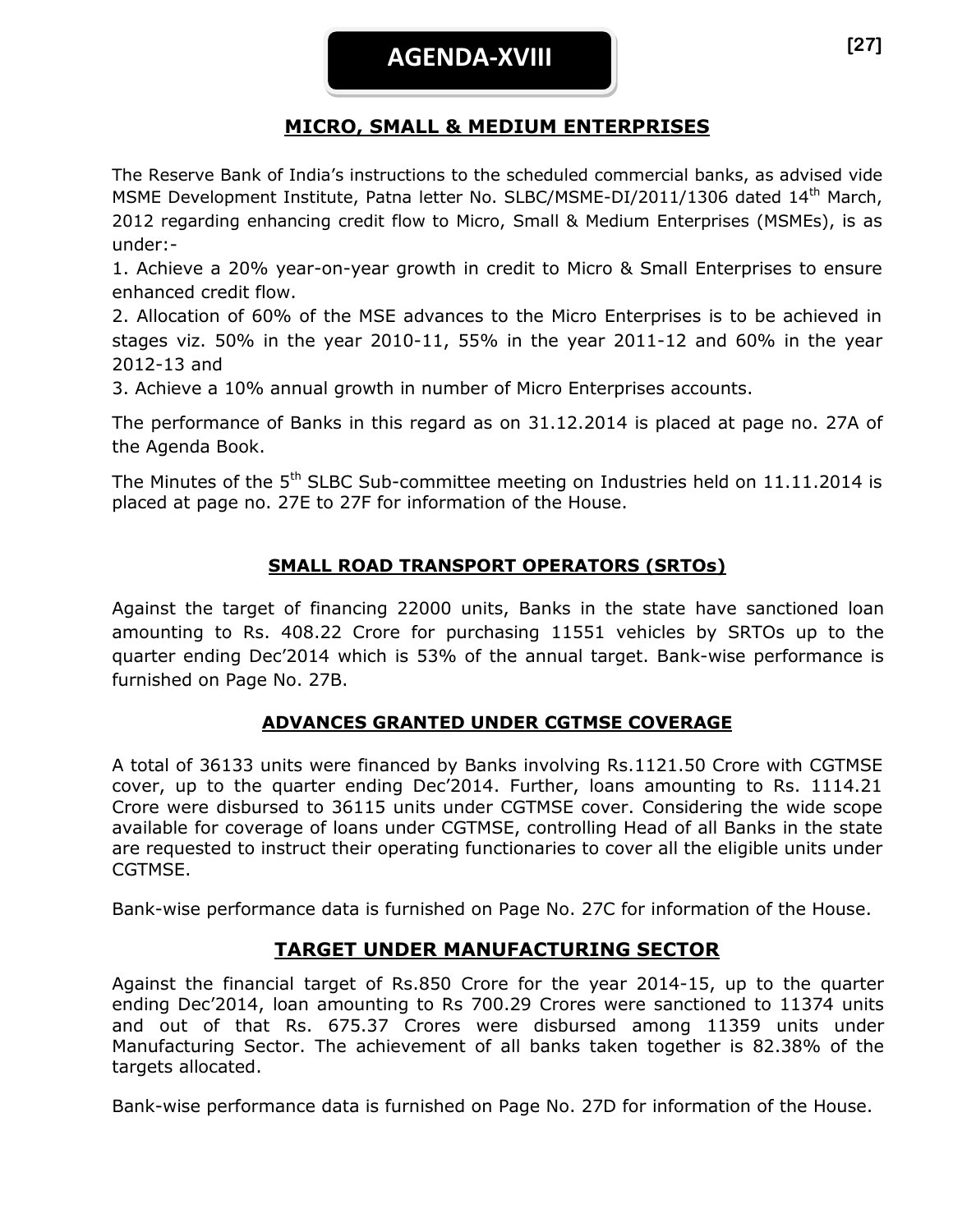# AGENDA-XVIII

## MICRO, SMALL & MEDIUM ENTERPRISES

The Reserve Bank of India's instructions to the scheduled commercial banks, as advised vide MSME Development Institute, Patna letter No. SLBC/MSME-DI/2011/1306 dated 14th March, 2012 regarding enhancing credit flow to Micro, Small & Medium Enterprises (MSMEs), is as under:-

1. Achieve a 20% year-on-year growth in credit to Micro & Small Enterprises to ensure enhanced credit flow.
2. Allocation of 60% of the MSE advances to the Micro Enterprises is to be achieved in stages viz. 50% in the year 2010-11, 55% in the year 2011-12 and 60% in the year 2012-13 and
3. Achieve a 10% annual growth in number of Micro Enterprises accounts.

The performance of Banks in this regard as on 31.12.2014 is placed at page no. 27A of the Agenda Book.

The Minutes of the 5th SLBC Sub-committee meeting on Industries held on 11.11.2014 is placed at page no. 27E to 27F for information of the House.

## SMALL ROAD TRANSPORT OPERATORS (SRTOs)

Against the target of financing 22000 units, Banks in the state have sanctioned loan amounting to Rs. 408.22 Crore for purchasing 11551 vehicles by SRTOs up to the quarter ending Dec'2014 which is 53% of the annual target. Bank-wise performance is furnished on Page No. 27B.

## ADVANCES GRANTED UNDER CGTMSE COVERAGE

A total of 36133 units were financed by Banks involving Rs.1121.50 Crore with CGTMSE cover, up to the quarter ending Dec'2014. Further, loans amounting to Rs. 1114.21 Crore were disbursed to 36115 units under CGTMSE cover. Considering the wide scope available for coverage of loans under CGTMSE, controlling Head of all Banks in the state are requested to instruct their operating functionaries to cover all the eligible units under CGTMSE.

Bank-wise performance data is furnished on Page No. 27C for information of the House.

## TARGET UNDER MANUFACTURING SECTOR

Against the financial target of Rs.850 Crore for the year 2014-15, up to the quarter ending Dec'2014, loan amounting to Rs 700.29 Crores were sanctioned to 11374 units and out of that Rs. 675.37 Crores were disbursed among 11359 units under Manufacturing Sector. The achievement of all banks taken together is 82.38% of the targets allocated.

Bank-wise performance data is furnished on Page No. 27D for information of the House.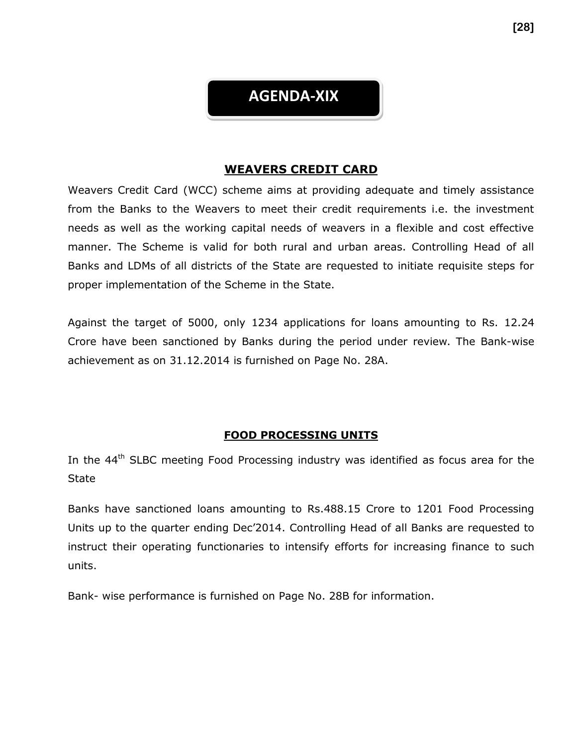# AGENDA-XIX

## WEAVERS CREDIT CARD

Weavers Credit Card (WCC) scheme aims at providing adequate and timely assistance from the Banks to the Weavers to meet their credit requirements i.e. the investment needs as well as the working capital needs of weavers in a flexible and cost effective manner. The Scheme is valid for both rural and urban areas. Controlling Head of all Banks and LDMs of all districts of the State are requested to initiate requisite steps for proper implementation of the Scheme in the State.

Against the target of 5000, only 1234 applications for loans amounting to Rs. 12.24 Crore have been sanctioned by Banks during the period under review. The Bank-wise achievement as on 31.12.2014 is furnished on Page No. 28A.

## FOOD PROCESSING UNITS

In the 44th SLBC meeting Food Processing industry was identified as focus area for the State

Banks have sanctioned loans amounting to Rs.488.15 Crore to 1201 Food Processing Units up to the quarter ending Dec'2014. Controlling Head of all Banks are requested to instruct their operating functionaries to intensify efforts for increasing finance to such units.

Bank- wise performance is furnished on Page No. 28B for information.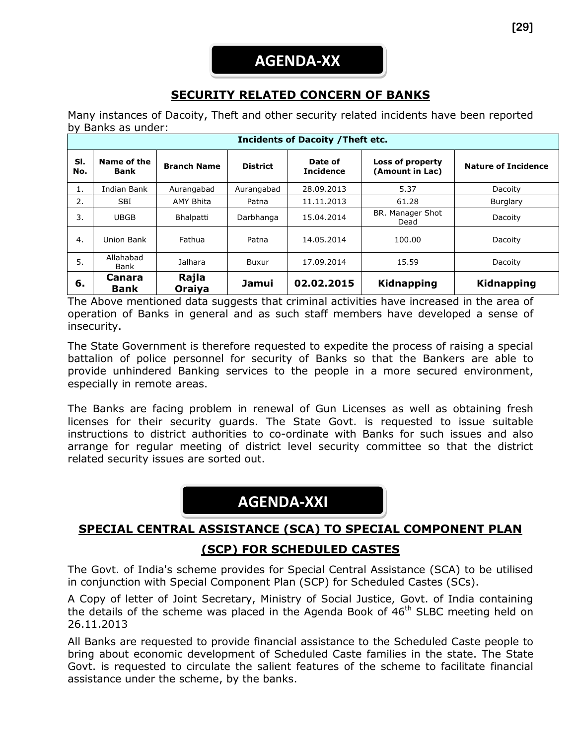# AGENDA-XX

## SECURITY RELATED CONCERN OF BANKS

Many instances of Dacoity, Theft and other security related incidents have been reported by Banks as under:

| Incidents of Dacoity /Theft etc. | | | | | | |
|---|---|---|---|---|---|---|
| **Sl. No.** | **Name of the Bank** | **Branch Name** | **District** | **Date of Incidence** | **Loss of property (Amount in Lac)** | **Nature of Incidence** |
| 1. | Indian Bank | Aurangabad | Aurangabad | 28.09.2013 | 5.37 | Dacoity |
| 2. | SBI | AMY Bhita | Patna | 11.11.2013 | 61.28 | Burglary |
| 3. | UBGB | Bhalpatti | Darbhanga | 15.04.2014 | BR. Manager Shot Dead | Dacoity |
| 4. | Union Bank | Fathua | Patna | 14.05.2014 | 100.00 | Dacoity |
| 5. | Allahabad Bank | Jalhara | Buxur | 17.09.2014 | 15.59 | Dacoity |
| **6.** | **Canara Bank** | **Rajla Oraiya** | **Jamui** | **02.02.2015** | **Kidnapping** | **Kidnapping** |

The Above mentioned data suggests that criminal activities have increased in the area of operation of Banks in general and as such staff members have developed a sense of insecurity.

The State Government is therefore requested to expedite the process of raising a special battalion of police personnel for security of Banks so that the Bankers are able to provide unhindered Banking services to the people in a more secured environment, especially in remote areas.

The Banks are facing problem in renewal of Gun Licenses as well as obtaining fresh licenses for their security guards. The State Govt. is requested to issue suitable instructions to district authorities to co-ordinate with Banks for such issues and also arrange for regular meeting of district level security committee so that the district related security issues are sorted out.

# AGENDA-XXI

## SPECIAL CENTRAL ASSISTANCE (SCA) TO SPECIAL COMPONENT PLAN (SCP) FOR SCHEDULED CASTES

The Govt. of India's scheme provides for Special Central Assistance (SCA) to be utilised in conjunction with Special Component Plan (SCP) for Scheduled Castes (SCs).

A Copy of letter of Joint Secretary, Ministry of Social Justice, Govt. of India containing the details of the scheme was placed in the Agenda Book of 46th SLBC meeting held on 26.11.2013

All Banks are requested to provide financial assistance to the Scheduled Caste people to bring about economic development of Scheduled Caste families in the state. The State Govt. is requested to circulate the salient features of the scheme to facilitate financial assistance under the scheme, by the banks.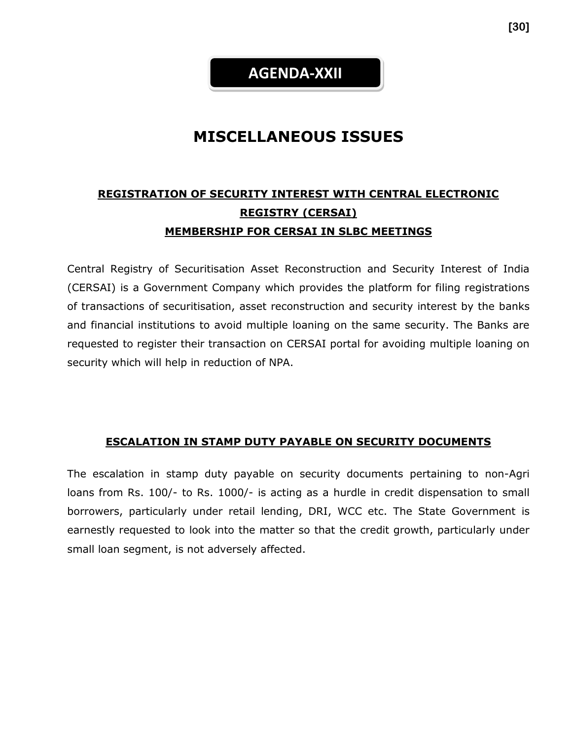# AGENDA-XXII

# MISCELLANEOUS ISSUES

## REGISTRATION OF SECURITY INTEREST WITH CENTRAL ELECTRONIC REGISTRY (CERSAI)

## MEMBERSHIP FOR CERSAI IN SLBC MEETINGS

Central Registry of Securitisation Asset Reconstruction and Security Interest of India (CERSAI) is a Government Company which provides the platform for filing registrations of transactions of securitisation, asset reconstruction and security interest by the banks and financial institutions to avoid multiple loaning on the same security. The Banks are requested to register their transaction on CERSAI portal for avoiding multiple loaning on security which will help in reduction of NPA.

## ESCALATION IN STAMP DUTY PAYABLE ON SECURITY DOCUMENTS

The escalation in stamp duty payable on security documents pertaining to non-Agri loans from Rs. 100/- to Rs. 1000/- is acting as a hurdle in credit dispensation to small borrowers, particularly under retail lending, DRI, WCC etc. The State Government is earnestly requested to look into the matter so that the credit growth, particularly under small loan segment, is not adversely affected.